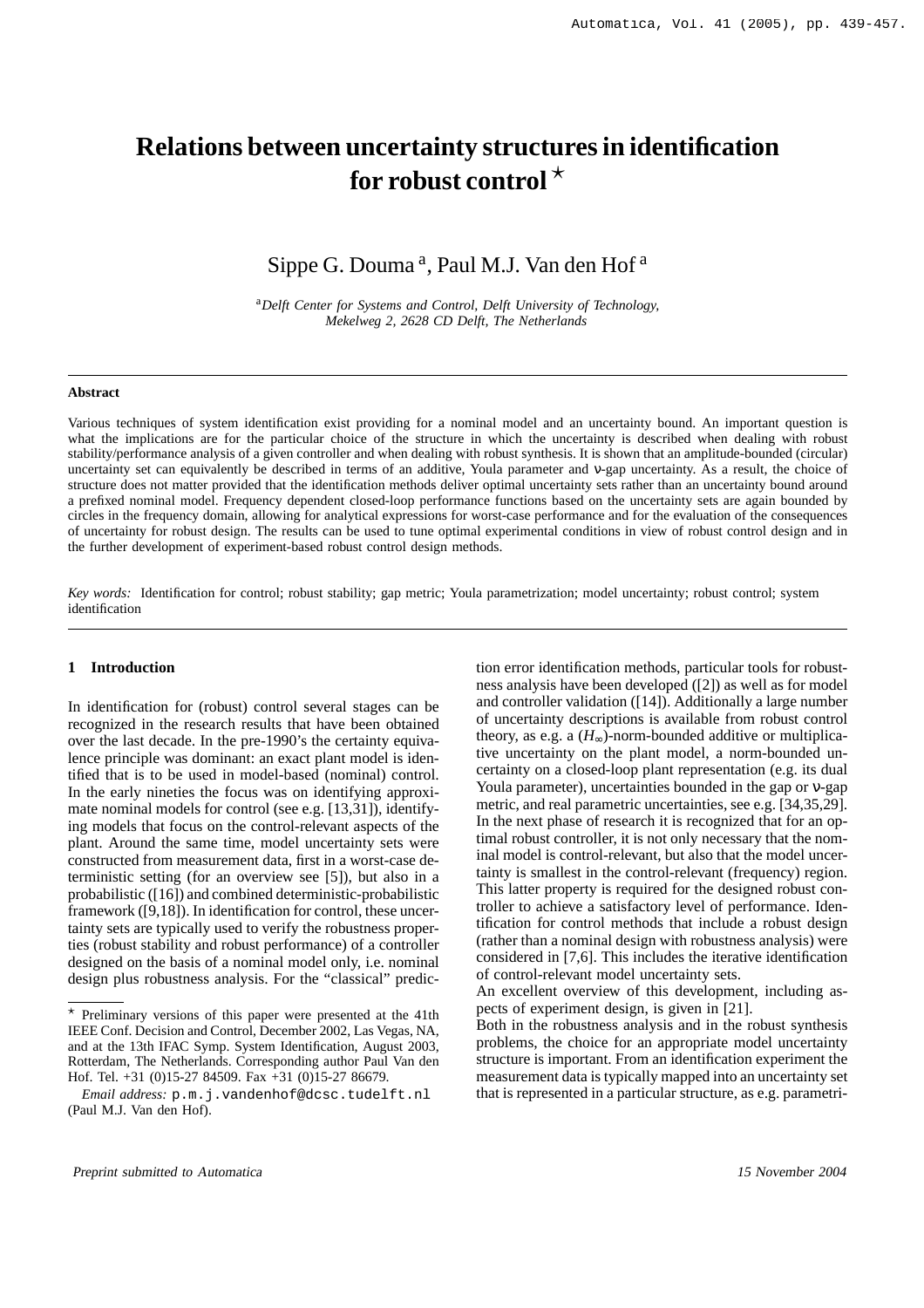# Relations between uncertainty structures in identification for robust control ⋆

Sippe G. Douma [a], Paul M.J. Van den Hof [a]

[a] *Delft Center for Systems and Control, Delft University of Technology, Mekelweg 2, 2628 CD Delft, The Netherlands*

---

**Abstract**

Various techniques of system identification exist providing for a nominal model and an uncertainty bound. An important question is what the implications are for the particular choice of the structure in which the uncertainty is described when dealing with robust stability/performance analysis of a given controller and when dealing with robust synthesis. It is shown that an amplitude-bounded (circular) uncertainty set can equivalently be described in terms of an additive, Youla parameter and ν-gap uncertainty. As a result, the choice of structure does not matter provided that the identification methods deliver optimal uncertainty sets rather than an uncertainty bound around a prefixed nominal model. Frequency dependent closed-loop performance functions based on the uncertainty sets are again bounded by circles in the frequency domain, allowing for analytical expressions for worst-case performance and for the evaluation of the consequences of uncertainty for robust design. The results can be used to tune optimal experimental conditions in view of robust control design and in the further development of experiment-based robust control design methods.

*Key words:* Identification for control; robust stability; gap metric; Youla parametrization; model uncertainty; robust control; system identification

---

## 1 Introduction

In identification for (robust) control several stages can be recognized in the research results that have been obtained over the last decade. In the pre-1990's the certainty equivalence principle was dominant: an exact plant model is identified that is to be used in model-based (nominal) control. In the early nineties the focus was on identifying approximate nominal models for control (see e.g. [13,31]), identifying models that focus on the control-relevant aspects of the plant. Around the same time, model uncertainty sets were constructed from measurement data, first in a worst-case deterministic setting (for an overview see [5]), but also in a probabilistic ([16]) and combined deterministic-probabilistic framework ([9,18]). In identification for control, these uncertainty sets are typically used to verify the robustness properties (robust stability and robust performance) of a controller designed on the basis of a nominal model only, i.e. nominal design plus robustness analysis. For the "classical" prediction error identification methods, particular tools for robustness analysis have been developed ([2]) as well as for model and controller validation ([14]). Additionally a large number of uncertainty descriptions is available from robust control theory, as e.g. a ($H_\infty$)-norm-bounded additive or multiplicative uncertainty on the plant model, a norm-bounded uncertainty on a closed-loop plant representation (e.g. its dual Youla parameter), uncertainties bounded in the gap or ν-gap metric, and real parametric uncertainties, see e.g. [34,35,29]. In the next phase of research it is recognized that for an optimal robust controller, it is not only necessary that the nominal model is control-relevant, but also that the model uncertainty is smallest in the control-relevant (frequency) region. This latter property is required for the designed robust controller to achieve a satisfactory level of performance. Identification for control methods that include a robust design (rather than a nominal design with robustness analysis) were considered in [7,6]. This includes the iterative identification of control-relevant model uncertainty sets.

An excellent overview of this development, including aspects of experiment design, is given in [21].

Both in the robustness analysis and in the robust synthesis problems, the choice for an appropriate model uncertainty structure is important. From an identification experiment the measurement data is typically mapped into an uncertainty set that is represented in a particular structure, as e.g. parametri-

---

⋆ Preliminary versions of this paper were presented at the 41th IEEE Conf. Decision and Control, December 2002, Las Vegas, NA, and at the 13th IFAC Symp. System Identification, August 2003, Rotterdam, The Netherlands. Corresponding author Paul Van den Hof. Tel. +31 (0)15-27 84509. Fax +31 (0)15-27 86679.

*Email address:* p.m.j.vandenhof@dcsc.tudelft.nl (Paul M.J. Van den Hof).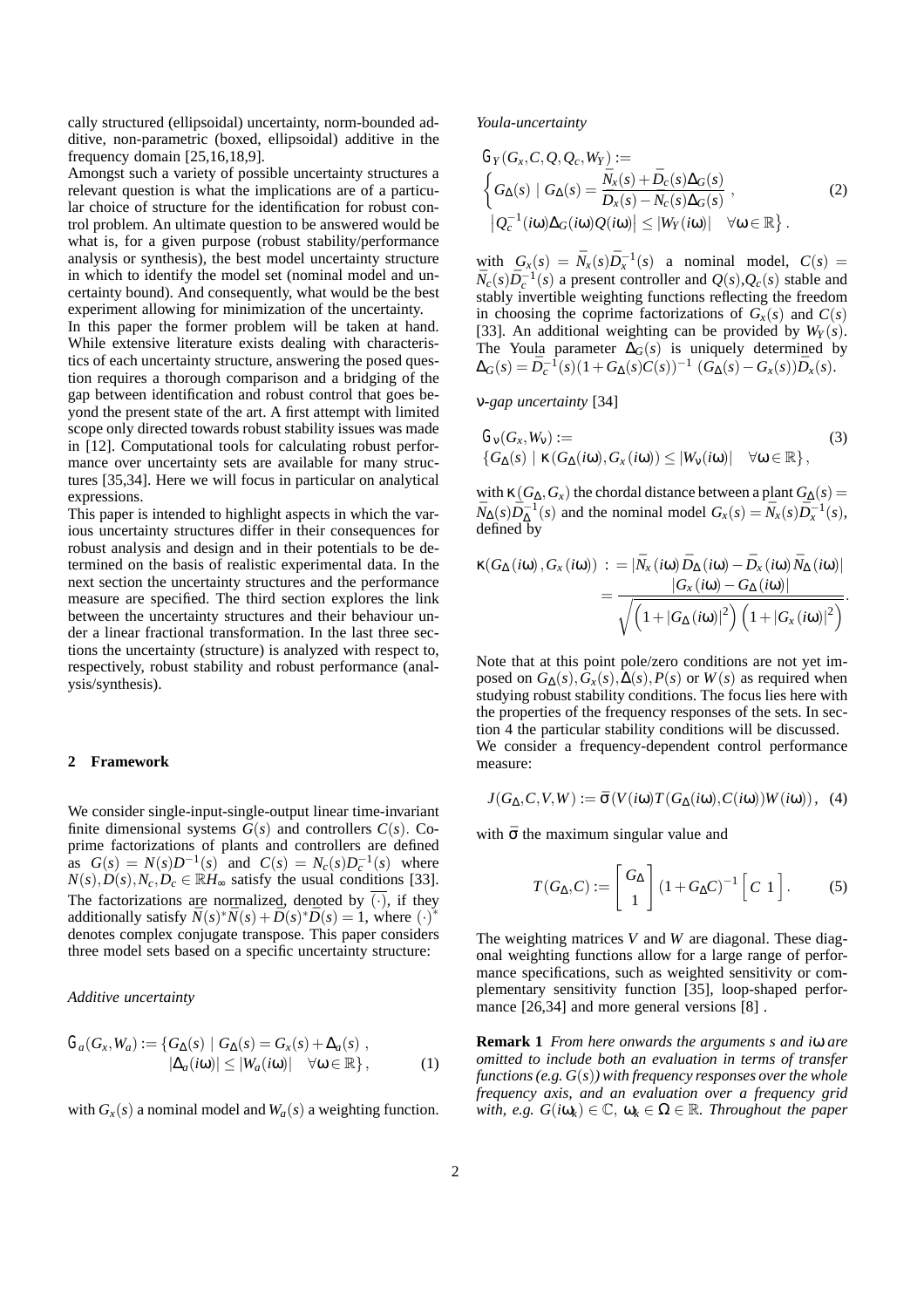cally structured (ellipsoidal) uncertainty, norm-bounded additive, non-parametric (boxed, ellipsoidal) additive in the frequency domain [25,16,18,9].

Amongst such a variety of possible uncertainty structures a relevant question is what the implications are of a particular choice of structure for the identification for robust control problem. An ultimate question to be answered would be what is, for a given purpose (robust stability/performance analysis or synthesis), the best model uncertainty structure in which to identify the model set (nominal model and uncertainty bound). And consequently, what would be the best experiment allowing for minimization of the uncertainty.

In this paper the former problem will be taken at hand. While extensive literature exists dealing with characteristics of each uncertainty structure, answering the posed question requires a thorough comparison and a bridging of the gap between identification and robust control that goes beyond the present state of the art. A first attempt with limited scope only directed towards robust stability issues was made in [12]. Computational tools for calculating robust performance over uncertainty sets are available for many structures [35,34]. Here we will focus in particular on analytical expressions.

This paper is intended to highlight aspects in which the various uncertainty structures differ in their consequences for robust analysis and design and in their potentials to be determined on the basis of realistic experimental data. In the next section the uncertainty structures and the performance measure are specified. The third section explores the link between the uncertainty structures and their behaviour under a linear fractional transformation. In the last three sections the uncertainty (structure) is analyzed with respect to, respectively, robust stability and robust performance (analysis/synthesis).

## 2 Framework

We consider single-input-single-output linear time-invariant finite dimensional systems $G(s)$ and controllers $C(s)$. Coprime factorizations of plants and controllers are defined as $G(s) = N(s)D^{-1}(s)$ and $C(s) = N_c(s)D_c^{-1}(s)$ where $N(s), D(s), N_c, D_c \in \mathbb{R}H_\infty$ satisfy the usual conditions [33]. The factorizations are normalized, denoted by $\bar{(\cdot)}$, if they additionally satisfy $\bar{N}(s)^*\bar{N}(s) + \bar{D}(s)^*\bar{D}(s) = 1$, where $(\cdot)^*$ denotes complex conjugate transpose. This paper considers three model sets based on a specific uncertainty structure:

*Additive uncertainty*

$$\mathcal{G}_a(G_x, W_a) := \{G_\Delta(s) \mid G_\Delta(s) = G_x(s) + \Delta_a(s)\,,\; |\Delta_a(i\omega)| \leq |W_a(i\omega)| \quad \forall \omega \in \mathbb{R}\}, \tag{1}$$

with $G_x(s)$ a nominal model and $W_a(s)$ a weighting function.

*Youla-uncertainty*

$$\mathcal{G}_Y(G_x, C, Q, Q_c, W_Y) := \left\{ G_\Delta(s) \mid G_\Delta(s) = \frac{\bar{N}_x(s) + \bar{D}_c(s)\Delta_G(s)}{\bar{D}_x(s) - \bar{N}_c(s)\Delta_G(s)}\,, \right. \left. \left|Q_c^{-1}(i\omega)\Delta_G(i\omega)Q(i\omega)\right| \leq |W_Y(i\omega)| \quad \forall \omega \in \mathbb{R} \right\}. \tag{2}$$

with $G_x(s) = \bar{N}_x(s)\bar{D}_x^{-1}(s)$ a nominal model, $C(s) = \bar{N}_c(s)\bar{D}_c^{-1}(s)$ a present controller and $Q(s), Q_c(s)$ stable and stably invertible weighting functions reflecting the freedom in choosing the coprime factorizations of $G_x(s)$ and $C(s)$ [33]. An additional weighting can be provided by $W_Y(s)$. The Youla parameter $\Delta_G(s)$ is uniquely determined by $\Delta_G(s) = \bar{D}_c^{-1}(s)(1 + G_\Delta(s)C(s))^{-1}\,(G_\Delta(s) - G_x(s))\bar{D}_x(s)$.

*ν-gap uncertainty* [34]

$$\mathcal{G}_\nu(G_x, W_\nu) := \{G_\Delta(s) \mid \kappa(G_\Delta(i\omega), G_x(i\omega)) \leq |W_\nu(i\omega)| \quad \forall \omega \in \mathbb{R}\}, \tag{3}$$

with $\kappa(G_\Delta, G_x)$ the chordal distance between a plant $G_\Delta(s) = \bar{N}_\Delta(s)\bar{D}_\Delta^{-1}(s)$ and the nominal model $G_x(s) = \bar{N}_x(s)\bar{D}_x^{-1}(s)$, defined by

$$\kappa(G_\Delta(i\omega), G_x(i\omega)) := |\bar{N}_x(i\omega)\bar{D}_\Delta(i\omega) - \bar{D}_x(i\omega)\bar{N}_\Delta(i\omega)| = \frac{|G_x(i\omega) - G_\Delta(i\omega)|}{\sqrt{\left(1 + |G_\Delta(i\omega)|^2\right)\left(1 + |G_x(i\omega)|^2\right)}}.$$

Note that at this point pole/zero conditions are not yet imposed on $G_\Delta(s), G_x(s), \Delta(s), P(s)$ or $W(s)$ as required when studying robust stability conditions. The focus lies here with the properties of the frequency responses of the sets. In section 4 the particular stability conditions will be discussed.

We consider a frequency-dependent control performance measure:

$$J(G_\Delta, C, V, W) := \bar{\sigma}(V(i\omega)T(G_\Delta(i\omega), C(i\omega))W(i\omega)), \tag{4}$$

with $\bar{\sigma}$ the maximum singular value and

$$T(G_\Delta, C) := \begin{bmatrix} G_\Delta \\ 1 \end{bmatrix} (1 + G_\Delta C)^{-1} \begin{bmatrix} C & 1 \end{bmatrix}. \tag{5}$$

The weighting matrices $V$ and $W$ are diagonal. These diagonal weighting functions allow for a large range of performance specifications, such as weighted sensitivity or complementary sensitivity function [35], loop-shaped performance [26,34] and more general versions [8] .

**Remark 1** *From here onwards the arguments s and $i\omega$ are omitted to include both an evaluation in terms of transfer functions (e.g. $G(s)$) with frequency responses over the whole frequency axis, and an evaluation over a frequency grid with, e.g. $G(i\omega_k) \in \mathbb{C}$, $\omega_k \in \Omega \in \mathbb{R}$. Throughout the paper*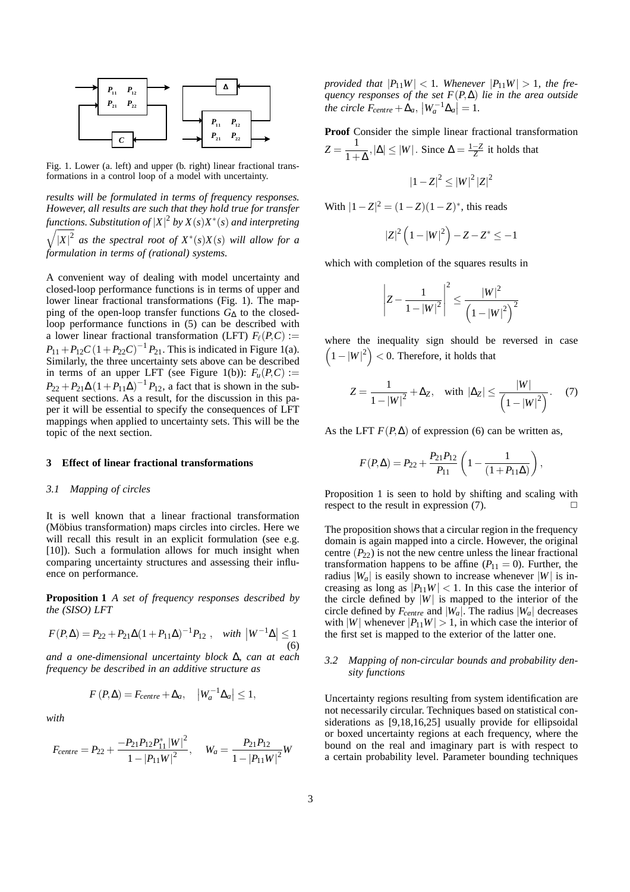Fig. 1. Lower (a. left) and upper (b. right) linear fractional transformations in a control loop of a model with uncertainty.

*results will be formulated in terms of frequency responses. However, all results are such that they hold true for transfer functions. Substitution of $|X|^2$ by $X(s)X^*(s)$ and interpreting $\sqrt{|X|^2}$ as the spectral root of $X^*(s)X(s)$ will allow for a formulation in terms of (rational) systems.*

A convenient way of dealing with model uncertainty and closed-loop performance functions is in terms of upper and lower linear fractional transformations (Fig. 1). The mapping of the open-loop transfer functions $G_\Delta$ to the closed-loop performance functions in (5) can be described with a lower linear fractional transformation (LFT) $F_\ell(P,C) := P_{11} + P_{12}C(1+P_{22}C)^{-1}P_{21}$. This is indicated in Figure 1(a). Similarly, the three uncertainty sets above can be described in terms of an upper LFT (see Figure 1(b)): $F_u(P,C) := P_{22} + P_{21}\Delta(1+P_{11}\Delta)^{-1}P_{12}$, a fact that is shown in the subsequent sections. As a result, for the discussion in this paper it will be essential to specify the consequences of LFT mappings when applied to uncertainty sets. This will be the topic of the next section.

## 3 Effect of linear fractional transformations

### 3.1 Mapping of circles

It is well known that a linear fractional transformation (Möbius transformation) maps circles into circles. Here we will recall this result in an explicit formulation (see e.g. [10]). Such a formulation allows for much insight when comparing uncertainty structures and assessing their influence on performance.

**Proposition 1** *A set of frequency responses described by the (SISO) LFT*

$$F(P,\Delta) = P_{22} + P_{21}\Delta(1+P_{11}\Delta)^{-1}P_{12}\ , \quad \textit{with } \left|W^{-1}\Delta\right| \le 1 \tag{6}$$

*and a one-dimensional uncertainty block $\Delta$, can at each frequency be described in an additive structure as*

$$F(P,\Delta) = F_{centre} + \Delta_a, \quad \left|W_a^{-1}\Delta_a\right| \le 1,$$

*with*

$$F_{centre} = P_{22} + \frac{-P_{21}P_{12}P_{11}^*|W|^2}{1-|P_{11}W|^2}, \quad W_a = \frac{P_{21}P_{12}}{1-|P_{11}W|^2}W$$

*provided that $|P_{11}W| < 1$. Whenever $|P_{11}W| > 1$, the frequency responses of the set $F(P,\Delta)$ lie in the area outside the circle $F_{centre} + \Delta_a$, $\left|W_a^{-1}\Delta_a\right| = 1$.*

**Proof** Consider the simple linear fractional transformation $Z = \dfrac{1}{1+\Delta}, |\Delta| \le |W|$. Since $\Delta = \frac{1-Z}{Z}$ it holds that

$$|1-Z|^2 \le |W|^2|Z|^2$$

With $|1-Z|^2 = (1-Z)(1-Z)^*$, this reads

$$|Z|^2\left(1-|W|^2\right) - Z - Z^* \le -1$$

which with completion of the squares results in

$$\left|Z - \frac{1}{1-|W|^2}\right|^2 \le \frac{|W|^2}{\left(1-|W|^2\right)^2}$$

where the inequality sign should be reversed in case $\left(1-|W|^2\right) < 0$. Therefore, it holds that

$$Z = \frac{1}{1-|W|^2} + \Delta_Z, \quad \text{with } |\Delta_Z| \le \frac{|W|}{\left(1-|W|^2\right)}. \tag{7}$$

As the LFT $F(P,\Delta)$ of expression (6) can be written as,

$$F(P,\Delta) = P_{22} + \frac{P_{21}P_{12}}{P_{11}}\left(1 - \frac{1}{(1+P_{11}\Delta)}\right),$$

Proposition 1 is seen to hold by shifting and scaling with respect to the result in expression (7). □

The proposition shows that a circular region in the frequency domain is again mapped into a circle. However, the original centre ($P_{22}$) is not the new centre unless the linear fractional transformation happens to be affine ($P_{11} = 0$). Further, the radius $|W_a|$ is easily shown to increase whenever $|W|$ is increasing as long as $|P_{11}W| < 1$. In this case the interior of the circle defined by $|W|$ is mapped to the interior of the circle defined by $F_{centre}$ and $|W_a|$. The radius $|W_a|$ decreases with $|W|$ whenever $|P_{11}W| > 1$, in which case the interior of the first set is mapped to the exterior of the latter one.

### 3.2 Mapping of non-circular bounds and probability density functions

Uncertainty regions resulting from system identification are not necessarily circular. Techniques based on statistical considerations as [9,18,16,25] usually provide for ellipsoidal or boxed uncertainty regions at each frequency, where the bound on the real and imaginary part is with respect to a certain probability level. Parameter bounding techniques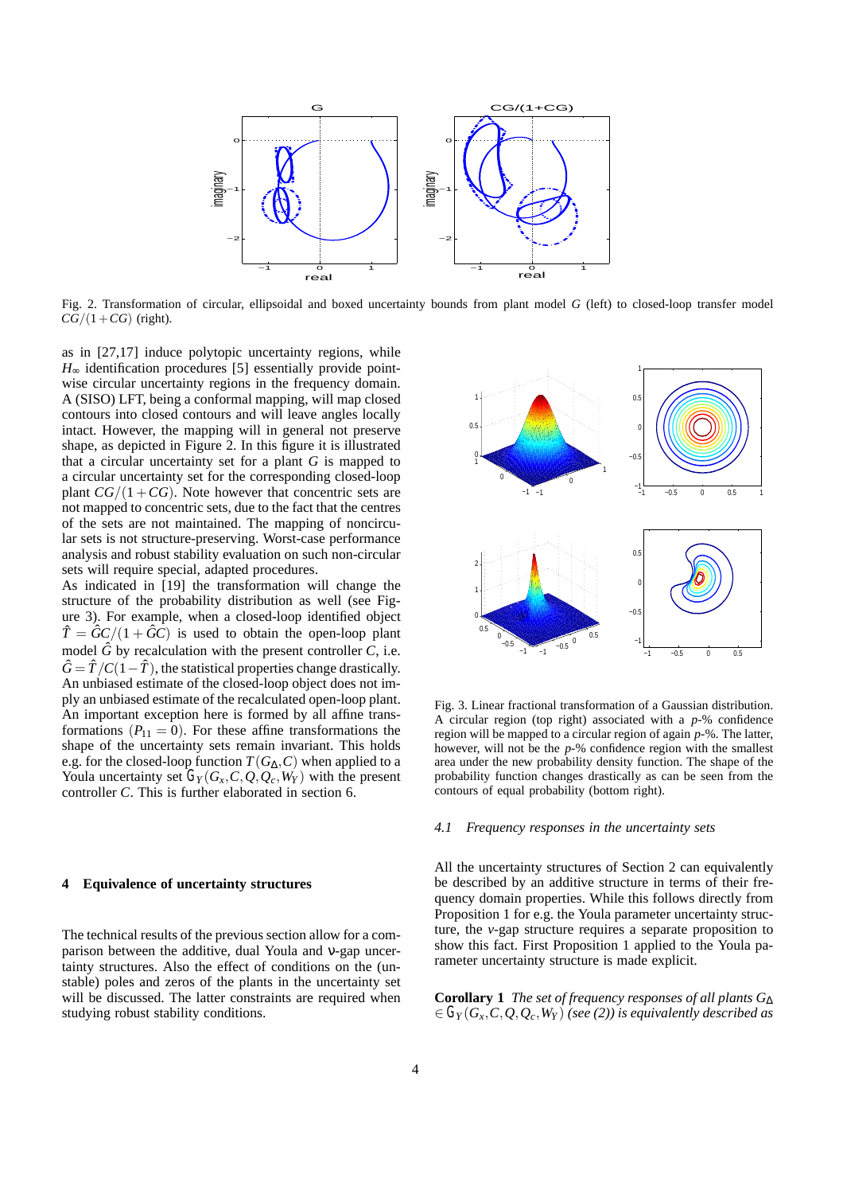Fig. 2. Transformation of circular, ellipsoidal and boxed uncertainty bounds from plant model $G$ (left) to closed-loop transfer model $CG/(1+CG)$ (right).

as in [27,17] induce polytopic uncertainty regions, while $H_\infty$ identification procedures [5] essentially provide pointwise circular uncertainty regions in the frequency domain. A (SISO) LFT, being a conformal mapping, will map closed contours into closed contours and will leave angles locally intact. However, the mapping will in general not preserve shape, as depicted in Figure 2. In this figure it is illustrated that a circular uncertainty set for a plant $G$ is mapped to a circular uncertainty set for the corresponding closed-loop plant $CG/(1+CG)$. Note however that concentric sets are not mapped to concentric sets, due to the fact that the centres of the sets are not maintained. The mapping of noncircular sets is not structure-preserving. Worst-case performance analysis and robust stability evaluation on such non-circular sets will require special, adapted procedures.

As indicated in [19] the transformation will change the structure of the probability distribution as well (see Figure 3). For example, when a closed-loop identified object $\hat{T} = \hat{G}C/(1+\hat{G}C)$ is used to obtain the open-loop plant model $\hat{G}$ by recalculation with the present controller $C$, i.e. $\hat{G} = \hat{T}/C(1-\hat{T})$, the statistical properties change drastically. An unbiased estimate of the closed-loop object does not imply an unbiased estimate of the recalculated open-loop plant. An important exception here is formed by all affine transformations ($P_{11} = 0$). For these affine transformations the shape of the uncertainty sets remain invariant. This holds e.g. for the closed-loop transfer function $T(G_\Delta, C)$ when applied to a Youla uncertainty set $\mathcal{G}_Y(G_x, C, Q, Q_c, W_Y)$ with the present controller $C$. This is further elaborated in section 6.

Fig. 3. Linear fractional transformation of a Gaussian distribution. A circular region (top right) associated with a $p$-% confidence region will be mapped to a circular region of again $p$-%. The latter, however, will not be the $p$-% confidence region with the smallest area under the new probability density function. The shape of the probability function changes drastically as can be seen from the contours of equal probability (bottom right).

## 4 Equivalence of uncertainty structures

The technical results of the previous section allow for a comparison between the additive, dual Youla and $\nu$-gap uncertainty structures. Also the effect of conditions on the (unstable) poles and zeros of the plants in the uncertainty set will be discussed. The latter constraints are required when studying robust stability conditions.

### 4.1 Frequency responses in the uncertainty sets

All the uncertainty structures of Section 2 can equivalently be described by an additive structure in terms of their frequency domain properties. While this follows directly from Proposition 1 for e.g. the Youla parameter uncertainty structure, the $\nu$-gap structure requires a separate proposition to show this fact. First Proposition 1 applied to the Youla parameter uncertainty structure is made explicit.

**Corollary 1** *The set of frequency responses of all plants $G_\Delta \in \mathcal{G}_Y(G_x, C, Q, Q_c, W_Y)$ (see (2)) is equivalently described as*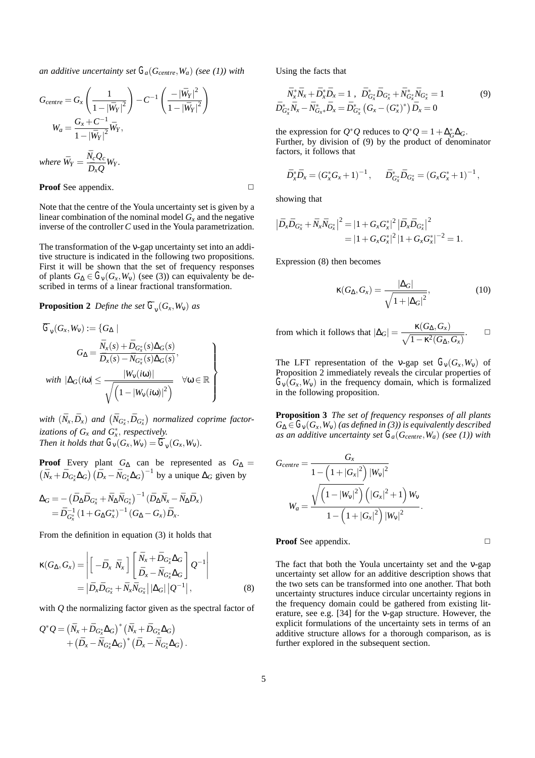*an additive uncertainty set $\mathcal{G}_a(G_{centre}, W_a)$ (see (1)) with*

$$G_{centre} = G_x\left(\frac{1}{1-|\bar{W}_Y|^2}\right) - C^{-1}\left(\frac{-|\bar{W}_Y|^2}{1-|\bar{W}_Y|^2}\right)$$
$$W_a = \frac{G_x + C^{-1}}{1-|\bar{W}_Y|^2}\bar{W}_Y,$$

*where* $\bar{W}_Y = \dfrac{\bar{N}_c Q_c}{D_x Q} W_Y$.

**Proof** See appendix. □

Note that the centre of the Youla uncertainty set is given by a linear combination of the nominal model $G_x$ and the negative inverse of the controller $C$ used in the Youla parametrization.

The transformation of the ν-gap uncertainty set into an additive structure is indicated in the following two propositions. First it will be shown that the set of frequency responses of plants $G_\Delta \in \mathcal{G}_\nu(G_x, W_\nu)$ (see (3)) can equivalenty be described in terms of a linear fractional transformation.

**Proposition 2** *Define the set $\bar{\mathcal{G}}_\nu(G_x, W_\nu)$ as*

$$\bar{\mathcal{G}}_\nu(G_x, W_\nu) := \left\{ G_\Delta \;\middle|\; \begin{array}{l} G_\Delta = \dfrac{\bar{N}_x(s) + \bar{D}_{G_x^*}(s)\Delta_G(s)}{\bar{D}_x(s) - \bar{N}_{G_x^*}(s)\Delta_G(s)}, \\ \text{with } |\Delta_G(i\omega)| \leq \dfrac{|W_\nu(i\omega)|}{\sqrt{\left(1-|W_\nu(i\omega)|^2\right)}} \quad \forall \omega \in \mathbb{R} \end{array} \right\}$$

*with $(\bar{N}_x, \bar{D}_x)$ and $\left(\bar{N}_{G_x^*}, \bar{D}_{G_x^*}\right)$ normalized coprime factorizations of $G_x$ and $G_x^*$, respectively.*
*Then it holds that $\mathcal{G}_\nu(G_x, W_\nu) = \bar{\mathcal{G}}_\nu(G_x, W_\nu)$.*

**Proof** Every plant $G_\Delta$ can be represented as $G_\Delta = \left(\bar{N}_x + \bar{D}_{G_x^*}\Delta_G\right)\left(\bar{D}_x - \bar{N}_{G_x^*}\Delta_G\right)^{-1}$ by a unique $\Delta_G$ given by

$$\begin{aligned} \Delta_G &= -\left(\bar{D}_\Delta \bar{D}_{G_x^*} + \bar{N}_\Delta \bar{N}_{G_x^*}\right)^{-1}\left(\bar{D}_\Delta \bar{N}_x - \bar{N}_\Delta \bar{D}_x\right) \\ &= \bar{D}_{G_x^*}^{-1}\left(1 + G_\Delta G_x^*\right)^{-1}\left(G_\Delta - G_x\right)\bar{D}_x. \end{aligned}$$

From the definition in equation (3) it holds that

$$\begin{aligned} \kappa(G_\Delta, G_x) &= \left| \begin{bmatrix} -\bar{D}_x & \bar{N}_x \end{bmatrix} \begin{bmatrix} \bar{N}_x + \bar{D}_{G_x^*}\Delta_G \\ \bar{D}_x - \bar{N}_{G_x^*}\Delta_G \end{bmatrix} Q^{-1} \right| \\ &= \left|\bar{D}_x \bar{D}_{G_x^*} + \bar{N}_x \bar{N}_{G_x^*}\right| |\Delta_G| \left|Q^{-1}\right|, \end{aligned} \tag{8}$$

with $Q$ the normalizing factor given as the spectral factor of

$$\begin{aligned} Q^* Q &= \left(\bar{N}_x + \bar{D}_{G_x^*}\Delta_G\right)^*\left(\bar{N}_x + \bar{D}_{G_x^*}\Delta_G\right) \\ &+ \left(\bar{D}_x - \bar{N}_{G_x^*}\Delta_G\right)^*\left(\bar{D}_x - \bar{N}_{G_x^*}\Delta_G\right). \end{aligned}$$

Using the facts that

$$\begin{aligned} &\bar{N}_x^* \bar{N}_x + \bar{D}_x^* \bar{D}_x = 1\ , \ \ \bar{D}_{G_x^*}^* \bar{D}_{G_x^*} + \bar{N}_{G_x^*}^* \bar{N}_{G_x^*} = 1 \\ &\bar{D}_{G_x^*}^* \bar{N}_x - \bar{N}_{G_x^*}^* \bar{D}_x = \bar{D}_{G_x^*}^*\left(G_x - (G_x^*)^*\right)\bar{D}_x = 0 \end{aligned} \tag{9}$$

the expression for $Q^*Q$ reduces to $Q^*Q = 1 + \Delta_G^*\Delta_G$. Further, by division of (9) by the product of denominator factors, it follows that

$$\bar{D}_x^* \bar{D}_x = \left(G_x^* G_x + 1\right)^{-1}, \quad \bar{D}_{G_x^*}^* \bar{D}_{G_x^*} = \left(G_x G_x^* + 1\right)^{-1},$$

showing that

$$\begin{aligned} \left|\bar{D}_x \bar{D}_{G_x^*} + \bar{N}_x \bar{N}_{G_x^*}\right|^2 &= |1 + G_x G_x^*|^2 \left|\bar{D}_x \bar{D}_{G_x^*}\right|^2 \\ &= |1 + G_x G_x^*|^2 |1 + G_x G_x^*|^{-2} = 1. \end{aligned}$$

Expression (8) then becomes

$$\kappa(G_\Delta, G_x) = \frac{|\Delta_G|}{\sqrt{1 + |\Delta_G|^2}}, \tag{10}$$

from which it follows that $|\Delta_G| = \dfrac{\kappa(G_\Delta, G_x)}{\sqrt{1 - \kappa^2(G_\Delta, G_x)}}$. □

The LFT representation of the ν-gap set $\mathcal{G}_\nu(G_x, W_\nu)$ of Proposition 2 immediately reveals the circular properties of $\mathcal{G}_\nu(G_x, W_\nu)$ in the frequency domain, which is formalized in the following proposition.

**Proposition 3** *The set of frequency responses of all plants $G_\Delta \in \mathcal{G}_\nu(G_x, W_\nu)$ (as defined in (3)) is equivalently described as an additive uncertainty set $\mathcal{G}_a(G_{centre}, W_a)$ (see (1)) with*

$$G_{centre} = \frac{G_x}{1 - \left(1 + |G_x|^2\right)|W_\nu|^2}$$
$$W_a = \frac{\sqrt{\left(1 - |W_\nu|^2\right)}\left(|G_x|^2 + 1\right)W_\nu}{1 - \left(1 + |G_x|^2\right)|W_\nu|^2}.$$

**Proof** See appendix. □

The fact that both the Youla uncertainty set and the ν-gap uncertainty set allow for an additive description shows that the two sets can be transformed into one another. That both uncertainty structures induce circular uncertainty regions in the frequency domain could be gathered from existing literature, see e.g. [34] for the ν-gap structure. However, the explicit formulations of the uncertainty sets in terms of an additive structure allows for a thorough comparison, as is further explored in the subsequent section.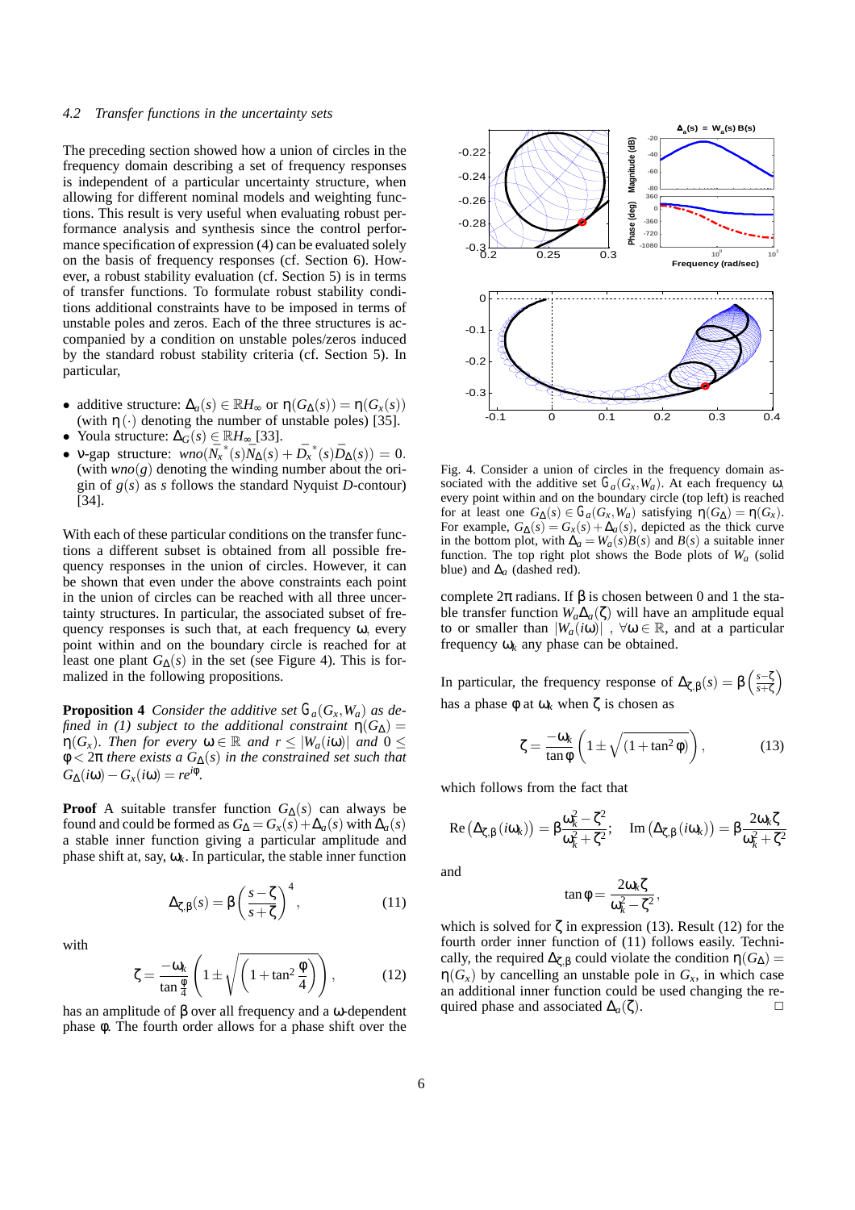### 4.2 Transfer functions in the uncertainty sets

The preceding section showed how a union of circles in the frequency domain describing a set of frequency responses is independent of a particular uncertainty structure, when allowing for different nominal models and weighting functions. This result is very useful when evaluating robust performance analysis and synthesis since the control performance specification of expression (4) can be evaluated solely on the basis of frequency responses (cf. Section 6). However, a robust stability evaluation (cf. Section 5) is in terms of transfer functions. To formulate robust stability conditions additional constraints have to be imposed in terms of unstable poles and zeros. Each of the three structures is accompanied by a condition on unstable poles/zeros induced by the standard robust stability criteria (cf. Section 5). In particular,

- additive structure: $\Delta_a(s) \in \mathbb{R}H_\infty$ or $\eta(G_\Delta(s)) = \eta(G_x(s))$ (with $\eta(\cdot)$ denoting the number of unstable poles) [35].
- Youla structure: $\Delta_G(s) \in \mathbb{R}H_\infty$ [33].
- $\nu$-gap structure: $wno(\bar{N}_x^*(s)\bar{N}_\Delta(s) + \bar{D}_x^*(s)\bar{D}_\Delta(s)) = 0$. (with $wno(g)$ denoting the winding number about the origin of $g(s)$ as $s$ follows the standard Nyquist $D$-contour) [34].

With each of these particular conditions on the transfer functions a different subset is obtained from all possible frequency responses in the union of circles. However, it can be shown that even under the above constraints each point in the union of circles can be reached with all three uncertainty structures. In particular, the associated subset of frequency responses is such that, at each frequency $\omega$, every point within and on the boundary circle is reached for at least one plant $G_\Delta(s)$ in the set (see Figure 4). This is formalized in the following propositions.

**Proposition 4** *Consider the additive set $\mathcal{G}_a(G_x, W_a)$ as defined in (1) subject to the additional constraint $\eta(G_\Delta) = \eta(G_x)$. Then for every $\omega \in \mathbb{R}$ and $r \leq |W_a(i\omega)|$ and $0 \leq \varphi < 2\pi$ there exists a $G_\Delta(s)$ in the constrained set such that $G_\Delta(i\omega) - G_x(i\omega) = re^{i\varphi}$.*

**Proof** A suitable transfer function $G_\Delta(s)$ can always be found and could be formed as $G_\Delta = G_x(s) + \Delta_a(s)$ with $\Delta_a(s)$ a stable inner function giving a particular amplitude and phase shift at, say, $\omega_k$. In particular, the stable inner function

$$\Delta_{\zeta,\beta}(s) = \beta \left( \frac{s - \zeta}{s + \zeta} \right)^4, \tag{11}$$

with

$$\zeta = \frac{-\omega_k}{\tan \frac{\varphi}{4}} \left( 1 \pm \sqrt{\left( 1 + \tan^2 \frac{\varphi}{4} \right)} \right), \tag{12}$$

has an amplitude of $\beta$ over all frequency and a $\omega$-dependent phase $\varphi$. The fourth order allows for a phase shift over the complete $2\pi$ radians. If $\beta$ is chosen between 0 and 1 the stable transfer function $W_a\Delta_a(\zeta)$ will have an amplitude equal to or smaller than $|W_a(i\omega)|$, $\forall \omega \in \mathbb{R}$, and at a particular frequency $\omega_k$ any phase can be obtained.

In particular, the frequency response of $\Delta_{\zeta,\beta}(s) = \beta \left( \frac{s-\zeta}{s+\zeta} \right)$ has a phase $\varphi$ at $\omega_k$ when $\zeta$ is chosen as

$$\zeta = \frac{-\omega_k}{\tan \varphi} \left( 1 \pm \sqrt{(1 + \tan^2 \varphi)} \right), \tag{13}$$

which follows from the fact that

$$\mathrm{Re}\left(\Delta_{\zeta,\beta}(i\omega_k)\right) = \beta \frac{\omega_k^2 - \zeta^2}{\omega_k^2 + \zeta^2}; \quad \mathrm{Im}\left(\Delta_{\zeta,\beta}(i\omega_k)\right) = \beta \frac{2\omega_k \zeta}{\omega_k^2 + \zeta^2}$$

and

$$\tan \varphi = \frac{2\omega_k \zeta}{\omega_k^2 - \zeta^2},$$

which is solved for $\zeta$ in expression (13). Result (12) for the fourth order inner function of (11) follows easily. Technically, the required $\Delta_{\zeta,\beta}$ could violate the condition $\eta(G_\Delta) = \eta(G_x)$ by cancelling an unstable pole in $G_x$, in which case an additional inner function could be used changing the required phase and associated $\Delta_a(\zeta)$. $\square$

Fig. 4. Consider a union of circles in the frequency domain associated with the additive set $\mathcal{G}_a(G_x, W_a)$. At each frequency $\omega$, every point within and on the boundary circle (top left) is reached for at least one $G_\Delta(s) \in \mathcal{G}_a(G_x, W_a)$ satisfying $\eta(G_\Delta) = \eta(G_x)$. For example, $G_\Delta(s) = G_x(s) + \Delta_a(s)$, depicted as the thick curve in the bottom plot, with $\Delta_a = W_a(s)B(s)$ and $B(s)$ a suitable inner function. The top right plot shows the Bode plots of $W_a$ (solid blue) and $\Delta_a$ (dashed red).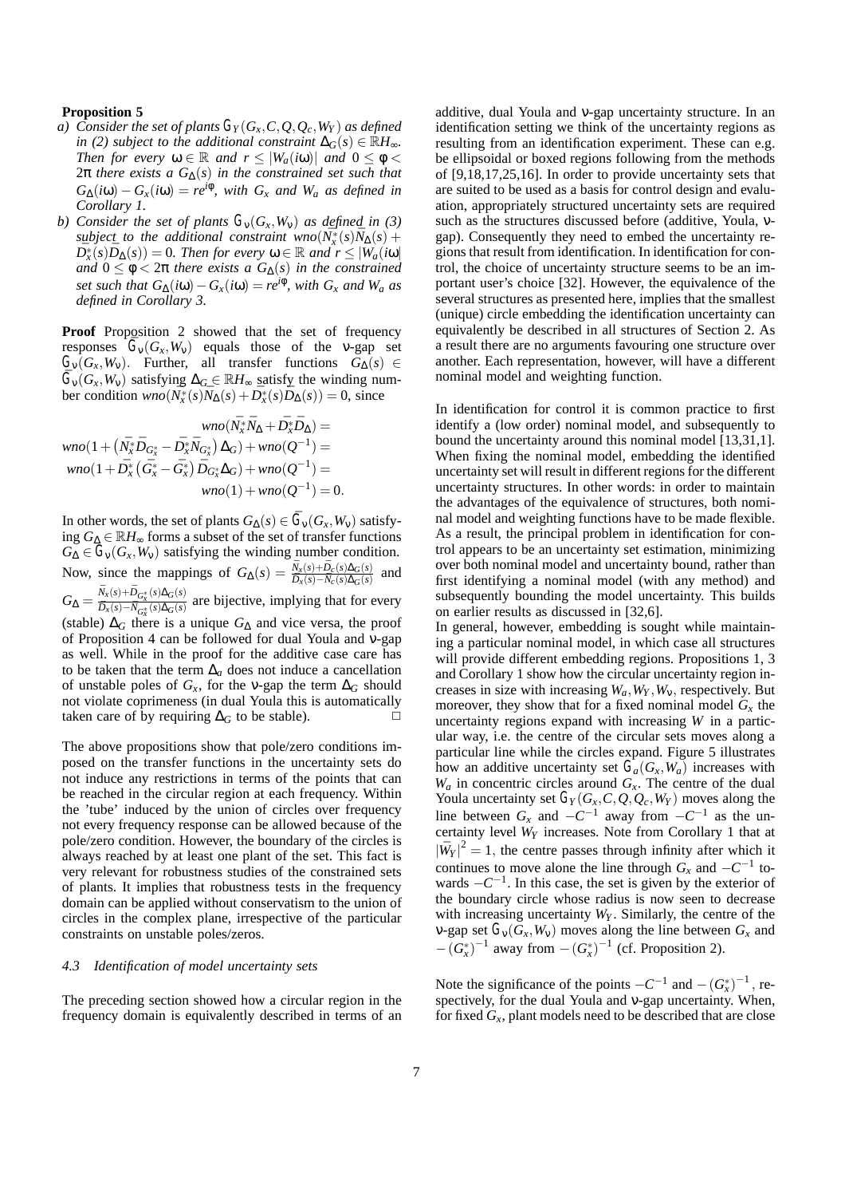**Proposition 5**

*a) Consider the set of plants $\mathcal{G}_Y(G_x, C, Q, Q_c, W_Y)$ as defined in (2) subject to the additional constraint $\Delta_G(s) \in \mathbb{R}H_\infty$. Then for every $\omega \in \mathbb{R}$ and $r \leq |W_a(i\omega)|$ and $0 \leq \phi < 2\pi$ there exists a $G_\Delta(s)$ in the constrained set such that $G_\Delta(i\omega) - G_x(i\omega) = re^{i\phi}$, with $G_x$ and $W_a$ as defined in Corollary 1.*

*b) Consider the set of plants $\mathcal{G}_\nu(G_x, W_\nu)$ as defined in (3) subject to the additional constraint $wno(\bar{N}_x^*(s)\bar{N}_\Delta(s) + \bar{D}_x^*(s)\bar{D}_\Delta(s)) = 0$. Then for every $\omega \in \mathbb{R}$ and $r \leq |W_a(i\omega)|$ and $0 \leq \phi < 2\pi$ there exists a $G_\Delta(s)$ in the constrained set such that $G_\Delta(i\omega) - G_x(i\omega) = re^{i\phi}$, with $G_x$ and $W_a$ as defined in Corollary 3.*

**Proof** Proposition 2 showed that the set of frequency responses $\bar{\mathcal{G}}_\nu(G_x, W_\nu)$ equals those of the $\nu$-gap set $\mathcal{G}_\nu(G_x, W_\nu)$. Further, all transfer functions $G_\Delta(s) \in \bar{\mathcal{G}}_\nu(G_x, W_\nu)$ satisfying $\Delta_G \in \mathbb{R}H_\infty$ satisfy the winding number condition $wno(\bar{N}_x^*(s)\bar{N}_\Delta(s) + \bar{D}_x^*(s)\bar{D}_\Delta(s)) = 0$, since

$$
\begin{aligned}
wno(\bar{N}_x^*\bar{N}_\Delta + \bar{D}_x^*\bar{D}_\Delta) &= \\
wno(1 + (\bar{N}_x^*\bar{D}_{G_x^*} - \bar{D}_x^*\bar{N}_{G_x^*})\Delta_G) + wno(Q^{-1}) &= \\
wno(1 + \bar{D}_x^*(\bar{G}_x^* - \bar{G}_x^*)\bar{D}_{G_x^*}\Delta_G) + wno(Q^{-1}) &= \\
wno(1) + wno(Q^{-1}) &= 0.
\end{aligned}
$$

In other words, the set of plants $G_\Delta(s) \in \bar{\mathcal{G}}_\nu(G_x, W_\nu)$ satisfying $G_\Delta \in \mathbb{R}H_\infty$ forms a subset of the set of transfer functions $G_\Delta \in \bar{\mathcal{G}}_\nu(G_x, W_\nu)$ satisfying the winding number condition. Now, since the mappings of $G_\Delta(s) = \frac{\bar{N}_x(s) + \bar{D}_C(s)\Delta_G(s)}{\bar{D}_x(s) - \bar{N}_C(s)\Delta_G(s)}$ and $G_\Delta = \frac{\bar{N}_x(s) + \bar{D}_{G_x^*}(s)\Delta_G(s)}{\bar{D}_x(s) - \bar{N}_{G_x^*}(s)\Delta_G(s)}$ are bijective, implying that for every (stable) $\Delta_G$ there is a unique $G_\Delta$ and vice versa, the proof of Proposition 4 can be followed for dual Youla and $\nu$-gap as well. While in the proof for the additive case care has to be taken that the term $\Delta_a$ does not induce a cancellation of unstable poles of $G_x$, for the $\nu$-gap the term $\Delta_G$ should not violate coprimeness (in dual Youla this is automatically taken care of by requiring $\Delta_G$ to be stable). $\square$

The above propositions show that pole/zero conditions imposed on the transfer functions in the uncertainty sets do not induce any restrictions in terms of the points that can be reached in the circular region at each frequency. Within the 'tube' induced by the union of circles over frequency not every frequency response can be allowed because of the pole/zero condition. However, the boundary of the circles is always reached by at least one plant of the set. This fact is very relevant for robustness studies of the constrained sets of plants. It implies that robustness tests in the frequency domain can be applied without conservatism to the union of circles in the complex plane, irrespective of the particular constraints on unstable poles/zeros.

### 4.3 Identification of model uncertainty sets

The preceding section showed how a circular region in the frequency domain is equivalently described in terms of an additive, dual Youla and $\nu$-gap uncertainty structure. In an identification setting we think of the uncertainty regions as resulting from an identification experiment. These can e.g. be ellipsoidal or boxed regions following from the methods of [9,18,17,25,16]. In order to provide uncertainty sets that are suited to be used as a basis for control design and evaluation, appropriately structured uncertainty sets are required such as the structures discussed before (additive, Youla, $\nu$-gap). Consequently they need to embed the uncertainty regions that result from identification. In identification for control, the choice of uncertainty structure seems to be an important user's choice [32]. However, the equivalence of the several structures as presented here, implies that the smallest (unique) circle embedding the identification uncertainty can equivalently be described in all structures of Section 2. As a result there are no arguments favouring one structure over another. Each representation, however, will have a different nominal model and weighting function.

In identification for control it is common practice to first identify a (low order) nominal model, and subsequently to bound the uncertainty around this nominal model [13,31,1]. When fixing the nominal model, embedding the identified uncertainty set will result in different regions for the different uncertainty structures. In other words: in order to maintain the advantages of the equivalence of structures, both nominal model and weighting functions have to be made flexible. As a result, the principal problem in identification for control appears to be an uncertainty set estimation, minimizing over both nominal model and uncertainty bound, rather than first identifying a nominal model (with any method) and subsequently bounding the model uncertainty. This builds on earlier results as discussed in [32,6].

In general, however, embedding is sought while maintaining a particular nominal model, in which case all structures will provide different embedding regions. Propositions 1, 3 and Corollary 1 show how the circular uncertainty region increases in size with increasing $W_a, W_Y, W_\nu$, respectively. But moreover, they show that for a fixed nominal model $G_x$ the uncertainty regions expand with increasing $W$ in a particular way, i.e. the centre of the circular sets moves along a particular line while the circles expand. Figure 5 illustrates how an additive uncertainty set $\mathcal{G}_a(G_x, W_a)$ increases with $W_a$ in concentric circles around $G_x$. The centre of the dual Youla uncertainty set $\mathcal{G}_Y(G_x, C, Q, Q_c, W_Y)$ moves along the line between $G_x$ and $-C^{-1}$ away from $-C^{-1}$ as the uncertainty level $W_Y$ increases. Note from Corollary 1 that at $|\bar{W}_Y|^2 = 1$, the centre passes through infinity after which it continues to move alone the line through $G_x$ and $-C^{-1}$ towards $-C^{-1}$. In this case, the set is given by the exterior of the boundary circle whose radius is now seen to decrease with increasing uncertainty $W_Y$. Similarly, the centre of the $\nu$-gap set $\mathcal{G}_\nu(G_x, W_\nu)$ moves along the line between $G_x$ and $-(G_x^*)^{-1}$ away from $-(G_x^*)^{-1}$ (cf. Proposition 2).

Note the significance of the points $-C^{-1}$ and $-(G_x^*)^{-1}$, respectively, for the dual Youla and $\nu$-gap uncertainty. When, for fixed $G_x$, plant models need to be described that are close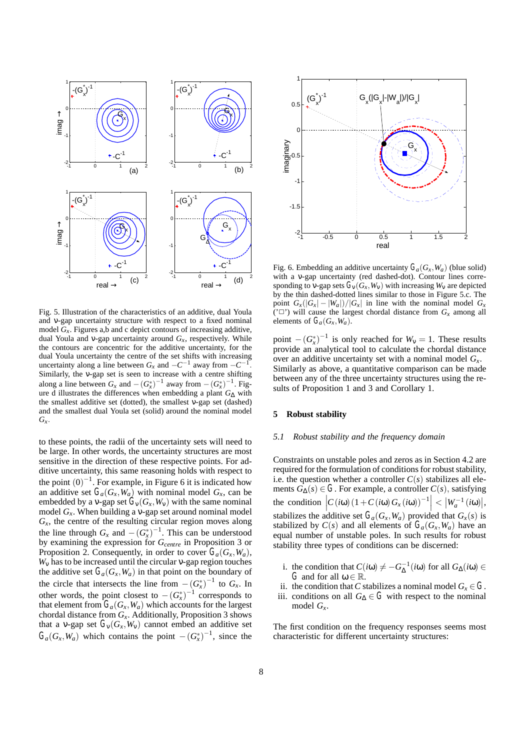Fig. 5. Illustration of the characteristics of an additive, dual Youla and ν-gap uncertainty structure with respect to a fixed nominal model $G_x$. Figures a,b and c depict contours of increasing additive, dual Youla and ν-gap uncertainty around $G_x$, respectively. While the contours are concentric for the additive uncertainty, for the dual Youla uncertainty the centre of the set shifts with increasing uncertainty along a line between $G_x$ and $-C^{-1}$ away from $-C^{-1}$. Similarly, the ν-gap set is seen to increase with a centre shifting along a line between $G_x$ and $-(G_x^*)^{-1}$ away from $-(G_x^*)^{-1}$. Figure d illustrates the differences when embedding a plant $G_\Delta$ with the smallest additive set (dotted), the smallest ν-gap set (dashed) and the smallest dual Youla set (solid) around the nominal model $G_x$.

to these points, the radii of the uncertainty sets will need to be large. In other words, the uncertainty structures are most sensitive in the direction of these respective points. For additive uncertainty, this same reasoning holds with respect to the point $(0)^{-1}$. For example, in Figure 6 it is indicated how an additive set $\mathcal{G}_a(G_x, W_a)$ with nominal model $G_x$, can be embedded by a ν-gap set $\mathcal{G}_\nu(G_x, W_\nu)$ with the same nominal model $G_x$. When building a ν-gap set around nominal model $G_x$, the centre of the resulting circular region moves along the line through $G_x$ and $-(G_x^*)^{-1}$. This can be understood by examining the expression for $G_{centre}$ in Proposition 3 or Proposition 2. Consequently, in order to cover $\mathcal{G}_a(G_x, W_a)$, $W_\nu$ has to be increased until the circular ν-gap region touches the additive set $\mathcal{G}_a(G_x, W_a)$ in that point on the boundary of the circle that intersects the line from $-(G_x^*)^{-1}$ to $G_x$. In other words, the point closest to $-(G_x^*)^{-1}$ corresponds to that element from $\mathcal{G}_a(G_x, W_a)$ which accounts for the largest chordal distance from $G_x$. Additionally, Proposition 3 shows that a ν-gap set $\mathcal{G}_\nu(G_x, W_\nu)$ cannot embed an additive set $\mathcal{G}_a(G_x, W_a)$ which contains the point $-(G_x^*)^{-1}$, since the

Fig. 6. Embedding an additive uncertainty $\mathcal{G}_a(G_x, W_a)$ (blue solid) with a ν-gap uncertainty (red dashed-dot). Contour lines corresponding to ν-gap sets $\mathcal{G}_\nu(G_x, W_\nu)$ with increasing $W_\nu$ are depicted by the thin dashed-dotted lines similar to those in Figure 5.c. The point $G_x(|G_x| - |W_a|)/|G_x|$ in line with the nominal model $G_x$ ('□') will cause the largest chordal distance from $G_x$ among all elements of $\mathcal{G}_a(G_x, W_a)$.

point $-(G_x^*)^{-1}$ is only reached for $W_\nu = 1$. These results provide an analytical tool to calculate the chordal distance over an additive uncertainty set with a nominal model $G_x$. Similarly as above, a quantitative comparison can be made between any of the three uncertainty structures using the results of Proposition 1 and 3 and Corollary 1.

## 5 Robust stability

### 5.1 Robust stability and the frequency domain

Constraints on unstable poles and zeros as in Section 4.2 are required for the formulation of conditions for robust stability, i.e. the question whether a controller $C(s)$ stabilizes all elements $G_\Delta(s) \in \mathcal{G}$. For example, a controller $C(s)$, satisfying the condition $\left|C(i\omega)\left(1 + C(i\omega)G_x(i\omega)\right)^{-1}\right| < \left|W_a^{-1}(i\omega)\right|$, stabilizes the additive set $\mathcal{G}_a(G_x, W_a)$ provided that $G_x(s)$ is stabilized by $C(s)$ and all elements of $\mathcal{G}_a(G_x, W_a)$ have an equal number of unstable poles. In such results for robust stability three types of conditions can be discerned:

i. the condition that $C(i\omega) \neq -G_\Delta^{-1}(i\omega)$ for all $G_\Delta(i\omega) \in \mathcal{G}$ and for all $\omega \in \mathbb{R}$.
ii. the condition that $C$ stabilizes a nominal model $G_x \in \mathcal{G}$.
iii. conditions on all $G_\Delta \in \mathcal{G}$ with respect to the nominal model $G_x$.

The first condition on the frequency responses seems most characteristic for different uncertainty structures: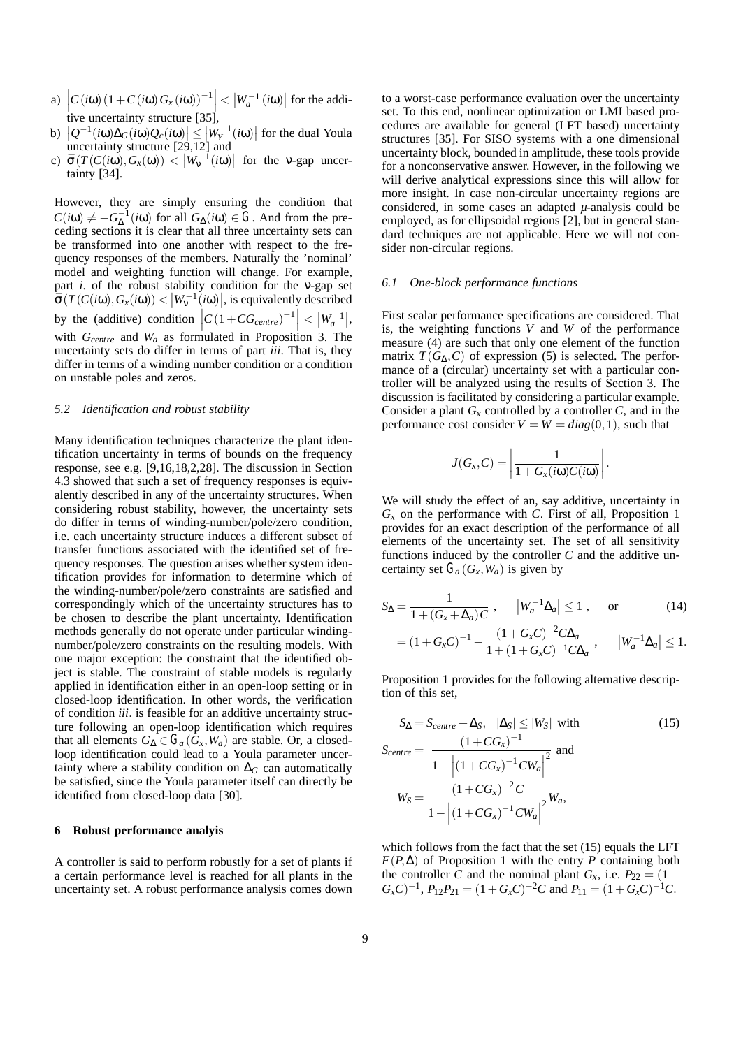a) $\left|C(i\omega)\left(1+C(i\omega)G_x(i\omega)\right)^{-1}\right| < \left|W_a^{-1}(i\omega)\right|$ for the additive uncertainty structure [35],

b) $\left|Q^{-1}(i\omega)\Delta_G(i\omega)Q_c(i\omega)\right| \leq \left|W_Y^{-1}(i\omega)\right|$ for the dual Youla uncertainty structure [29,12] and

c) $\bar{\sigma}(T(C(i\omega),G_x(\omega)) < \left|W_\nu^{-1}(i\omega)\right|$ for the $\nu$-gap uncertainty [34].

However, they are simply ensuring the condition that $C(i\omega) \neq -G_\Delta^{-1}(i\omega)$ for all $G_\Delta(i\omega) \in \mathcal{G}$ . And from the preceding sections it is clear that all three uncertainty sets can be transformed into one another with respect to the frequency responses of the members. Naturally the 'nominal' model and weighting function will change. For example, part *i*. of the robust stability condition for the $\nu$-gap set $\bar{\sigma}(T(C(i\omega),G_x(i\omega)) < \left|W_\nu^{-1}(i\omega)\right|$, is equivalently described by the (additive) condition $\left|C(1+CG_{centre})^{-1}\right| < \left|W_a^{-1}\right|$, with $G_{centre}$ and $W_a$ as formulated in Proposition 3. The uncertainty sets do differ in terms of part *iii*. That is, they differ in terms of a winding number condition or a condition on unstable poles and zeros.

### 5.2 Identification and robust stability

Many identification techniques characterize the plant identification uncertainty in terms of bounds on the frequency response, see e.g. [9,16,18,2,28]. The discussion in Section 4.3 showed that such a set of frequency responses is equivalently described in any of the uncertainty structures. When considering robust stability, however, the uncertainty sets do differ in terms of winding-number/pole/zero condition, i.e. each uncertainty structure induces a different subset of transfer functions associated with the identified set of frequency responses. The question arises whether system identification provides for information to determine which of the winding-number/pole/zero constraints are satisfied and correspondingly which of the uncertainty structures has to be chosen to describe the plant uncertainty. Identification methods generally do not operate under particular winding-number/pole/zero constraints on the resulting models. With one major exception: the constraint that the identified object is stable. The constraint of stable models is regularly applied in identification either in an open-loop setting or in closed-loop identification. In other words, the verification of condition *iii*. is feasible for an additive uncertainty structure following an open-loop identification which requires that all elements $G_\Delta \in \mathcal{G}_a(G_x,W_a)$ are stable. Or, a closed-loop identification could lead to a Youla parameter uncertainty where a stability condition on $\Delta_G$ can automatically be satisfied, since the Youla parameter itself can directly be identified from closed-loop data [30].

## 6 Robust performance analyis

A controller is said to perform robustly for a set of plants if a certain performance level is reached for all plants in the uncertainty set. A robust performance analysis comes down to a worst-case performance evaluation over the uncertainty set. To this end, nonlinear optimization or LMI based procedures are available for general (LFT based) uncertainty structures [35]. For SISO systems with a one dimensional uncertainty block, bounded in amplitude, these tools provide for a nonconservative answer. However, in the following we will derive analytical expressions since this will allow for more insight. In case non-circular uncertainty regions are considered, in some cases an adapted $\mu$-analysis could be employed, as for ellipsoidal regions [2], but in general standard techniques are not applicable. Here we will not consider non-circular regions.

### 6.1 One-block performance functions

First scalar performance specifications are considered. That is, the weighting functions $V$ and $W$ of the performance measure (4) are such that only one element of the function matrix $T(G_\Delta,C)$ of expression (5) is selected. The performance of a (circular) uncertainty set with a particular controller will be analyzed using the results of Section 3. The discussion is facilitated by considering a particular example. Consider a plant $G_x$ controlled by a controller $C$, and in the performance cost consider $V = W = diag(0,1)$, such that

$$J(G_x,C) = \left|\frac{1}{1+G_x(i\omega)C(i\omega)}\right|.$$

We will study the effect of an, say additive, uncertainty in $G_x$ on the performance with $C$. First of all, Proposition 1 provides for an exact description of the performance of all elements of the uncertainty set. The set of all sensitivity functions induced by the controller $C$ and the additive uncertainty set $\mathcal{G}_a(G_x,W_a)$ is given by

$$\begin{aligned} S_\Delta &= \frac{1}{1+(G_x+\Delta_a)C}\ , \qquad \left|W_a^{-1}\Delta_a\right| \leq 1\ , \quad \text{or} \qquad (14) \\ &= (1+G_xC)^{-1} - \frac{(1+G_xC)^{-2}C\Delta_a}{1+(1+G_xC)^{-1}C\Delta_a}\ , \qquad \left|W_a^{-1}\Delta_a\right| \leq 1. \end{aligned}$$

Proposition 1 provides for the following alternative description of this set,

$$\begin{aligned} S_\Delta &= S_{centre} + \Delta_S, \quad |\Delta_S| \leq |W_S| \ \text{ with} \qquad (15) \\ S_{centre} &= \frac{(1+CG_x)^{-1}}{1-\left|(1+CG_x)^{-1}CW_a\right|^2} \ \text{and} \\ W_S &= \frac{(1+CG_x)^{-2}C}{1-\left|(1+CG_x)^{-1}CW_a\right|^2}W_a, \end{aligned}$$

which follows from the fact that the set (15) equals the LFT $F(P,\Delta)$ of Proposition 1 with the entry $P$ containing both the controller $C$ and the nominal plant $G_x$, i.e. $P_{22} = (1+G_xC)^{-1}$, $P_{12}P_{21} = (1+G_xC)^{-2}C$ and $P_{11} = (1+G_xC)^{-1}C$.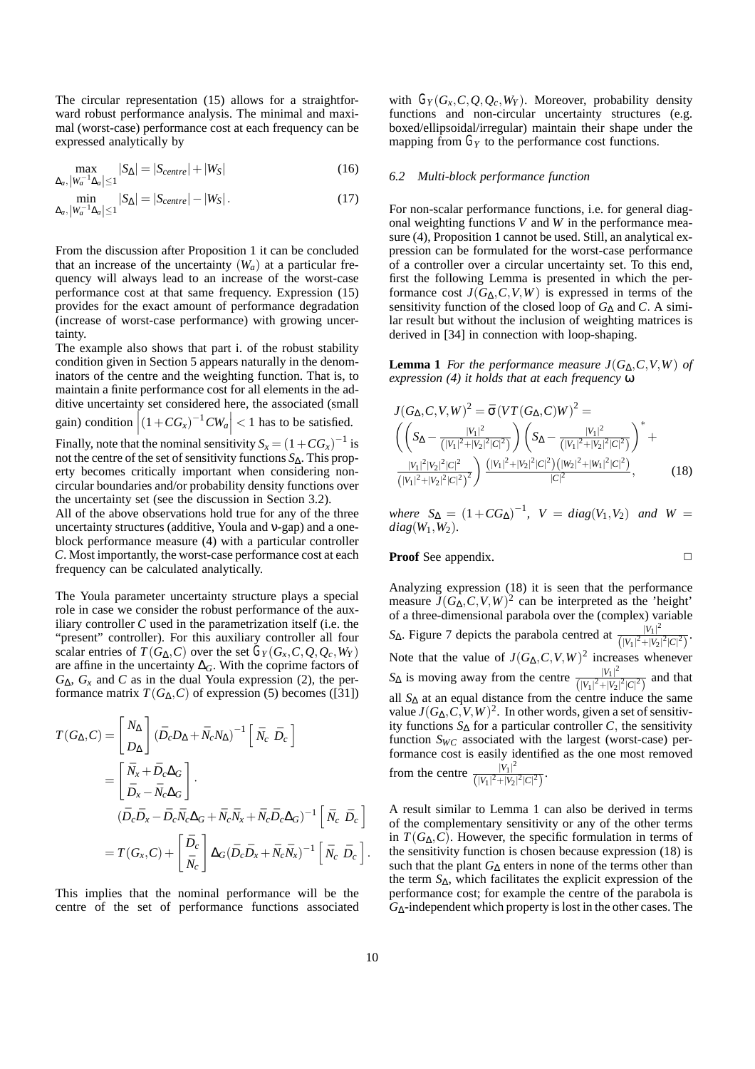The circular representation (15) allows for a straightforward robust performance analysis. The minimal and maximal (worst-case) performance cost at each frequency can be expressed analytically by

$$\max_{\Delta_a, \left|W_a^{-1}\Delta_a\right|\leq 1} |S_\Delta| = |S_{centre}| + |W_S| \tag{16}$$

$$\min_{\Delta_a, \left|W_a^{-1}\Delta_a\right|\leq 1} |S_\Delta| = |S_{centre}| - |W_S|. \tag{17}$$

From the discussion after Proposition 1 it can be concluded that an increase of the uncertainty $(W_a)$ at a particular frequency will always lead to an increase of the worst-case performance cost at that same frequency. Expression (15) provides for the exact amount of performance degradation (increase of worst-case performance) with growing uncertainty.

The example also shows that part i. of the robust stability condition given in Section 5 appears naturally in the denominators of the centre and the weighting function. That is, to maintain a finite performance cost for all elements in the additive uncertainty set considered here, the associated (small gain) condition $\left|(1+CG_x)^{-1}CW_a\right| < 1$ has to be satisfied.

Finally, note that the nominal sensitivity $S_x = (1+CG_x)^{-1}$ is not the centre of the set of sensitivity functions $S_\Delta$. This property becomes critically important when considering non-circular boundaries and/or probability density functions over the uncertainty set (see the discussion in Section 3.2).

All of the above observations hold true for any of the three uncertainty structures (additive, Youla and $\nu$-gap) and a one-block performance measure (4) with a particular controller $C$. Most importantly, the worst-case performance cost at each frequency can be calculated analytically.

The Youla parameter uncertainty structure plays a special role in case we consider the robust performance of the auxiliary controller $C$ used in the parametrization itself (i.e. the "present" controller). For this auxiliary controller all four scalar entries of $T(G_\Delta, C)$ over the set $\mathcal{G}_Y(G_x, C, Q, Q_c, W_Y)$ are affine in the uncertainty $\Delta_G$. With the coprime factors of $G_\Delta$, $G_x$ and $C$ as in the dual Youla expression (2), the performance matrix $T(G_\Delta, C)$ of expression (5) becomes ([31])

$$\begin{aligned}
T(G_\Delta, C) &= \begin{bmatrix} N_\Delta \\ D_\Delta \end{bmatrix} (\bar{D}_c D_\Delta + \bar{N}_c N_\Delta)^{-1} \begin{bmatrix} \bar{N}_c & \bar{D}_c \end{bmatrix} \\
&= \begin{bmatrix} \bar{N}_x + \bar{D}_c \Delta_G \\ \bar{D}_x - \bar{N}_c \Delta_G \end{bmatrix} \cdot \\
&\quad (\bar{D}_c \bar{D}_x - \bar{D}_c \bar{N}_c \Delta_G + \bar{N}_c \bar{N}_x + \bar{N}_c \bar{D}_c \Delta_G)^{-1} \begin{bmatrix} \bar{N}_c & \bar{D}_c \end{bmatrix} \\
&= T(G_x, C) + \begin{bmatrix} \bar{D}_c \\ \bar{N}_c \end{bmatrix} \Delta_G (\bar{D}_c \bar{D}_x + \bar{N}_c \bar{N}_x)^{-1} \begin{bmatrix} \bar{N}_c & \bar{D}_c \end{bmatrix}.
\end{aligned}$$

This implies that the nominal performance will be the centre of the set of performance functions associated with $\mathcal{G}_Y(G_x, C, Q, Q_c, W_Y)$. Moreover, probability density functions and non-circular uncertainty structures (e.g. boxed/ellipsoidal/irregular) maintain their shape under the mapping from $\mathcal{G}_Y$ to the performance cost functions.

### 6.2 Multi-block performance function

For non-scalar performance functions, i.e. for general diagonal weighting functions $V$ and $W$ in the performance measure (4), Proposition 1 cannot be used. Still, an analytical expression can be formulated for the worst-case performance of a controller over a circular uncertainty set. To this end, first the following Lemma is presented in which the performance cost $J(G_\Delta, C, V, W)$ is expressed in terms of the sensitivity function of the closed loop of $G_\Delta$ and $C$. A similar result but without the inclusion of weighting matrices is derived in [34] in connection with loop-shaping.

**Lemma 1** *For the performance measure $J(G_\Delta, C, V, W)$ of expression (4) it holds that at each frequency $\omega$*

$$\begin{aligned}
&J(G_\Delta, C, V, W)^2 = \bar{\sigma}(VT(G_\Delta, C)W)^2 = \\
&\left( \left( S_\Delta - \tfrac{|V_1|^2}{\left(|V_1|^2 + |V_2|^2|C|^2\right)} \right) \left( S_\Delta - \tfrac{|V_1|^2}{\left(|V_1|^2 + |V_2|^2|C|^2\right)} \right)^* + \right. \\
&\left. \tfrac{|V_1|^2|V_2|^2|C|^2}{\left(|V_1|^2 + |V_2|^2|C|^2\right)^2} \right) \tfrac{\left(|V_1|^2 + |V_2|^2|C|^2\right)\left(|W_2|^2 + |W_1|^2|C|^2\right)}{|C|^2},
\end{aligned} \tag{18}$$

*where $S_\Delta = (1+CG_\Delta)^{-1}$, $V = diag(V_1, V_2)$ and $W = diag(W_1, W_2)$.*

**Proof** See appendix. □

Analyzing expression (18) it is seen that the performance measure $J(G_\Delta, C, V, W)^2$ can be interpreted as the 'height' of a three-dimensional parabola over the (complex) variable $S_\Delta$. Figure 7 depicts the parabola centred at $\frac{|V_1|^2}{\left(|V_1|^2 + |V_2|^2|C|^2\right)}$. Note that the value of $J(G_\Delta, C, V, W)^2$ increases whenever $S_\Delta$ is moving away from the centre $\frac{|V_1|^2}{\left(|V_1|^2 + |V_2|^2|C|^2\right)}$ and that all $S_\Delta$ at an equal distance from the centre induce the same value $J(G_\Delta, C, V, W)^2$. In other words, given a set of sensitivity functions $S_\Delta$ for a particular controller $C$, the sensitivity function $S_{WC}$ associated with the largest (worst-case) performance cost is easily identified as the one most removed from the centre $\frac{|V_1|^2}{\left(|V_1|^2 + |V_2|^2|C|^2\right)}$.

A result similar to Lemma 1 can also be derived in terms of the complementary sensitivity or any of the other terms in $T(G_\Delta, C)$. However, the specific formulation in terms of the sensitivity function is chosen because expression (18) is such that the plant $G_\Delta$ enters in none of the terms other than the term $S_\Delta$, which facilitates the explicit expression of the performance cost; for example the centre of the parabola is $G_\Delta$-independent which property is lost in the other cases. The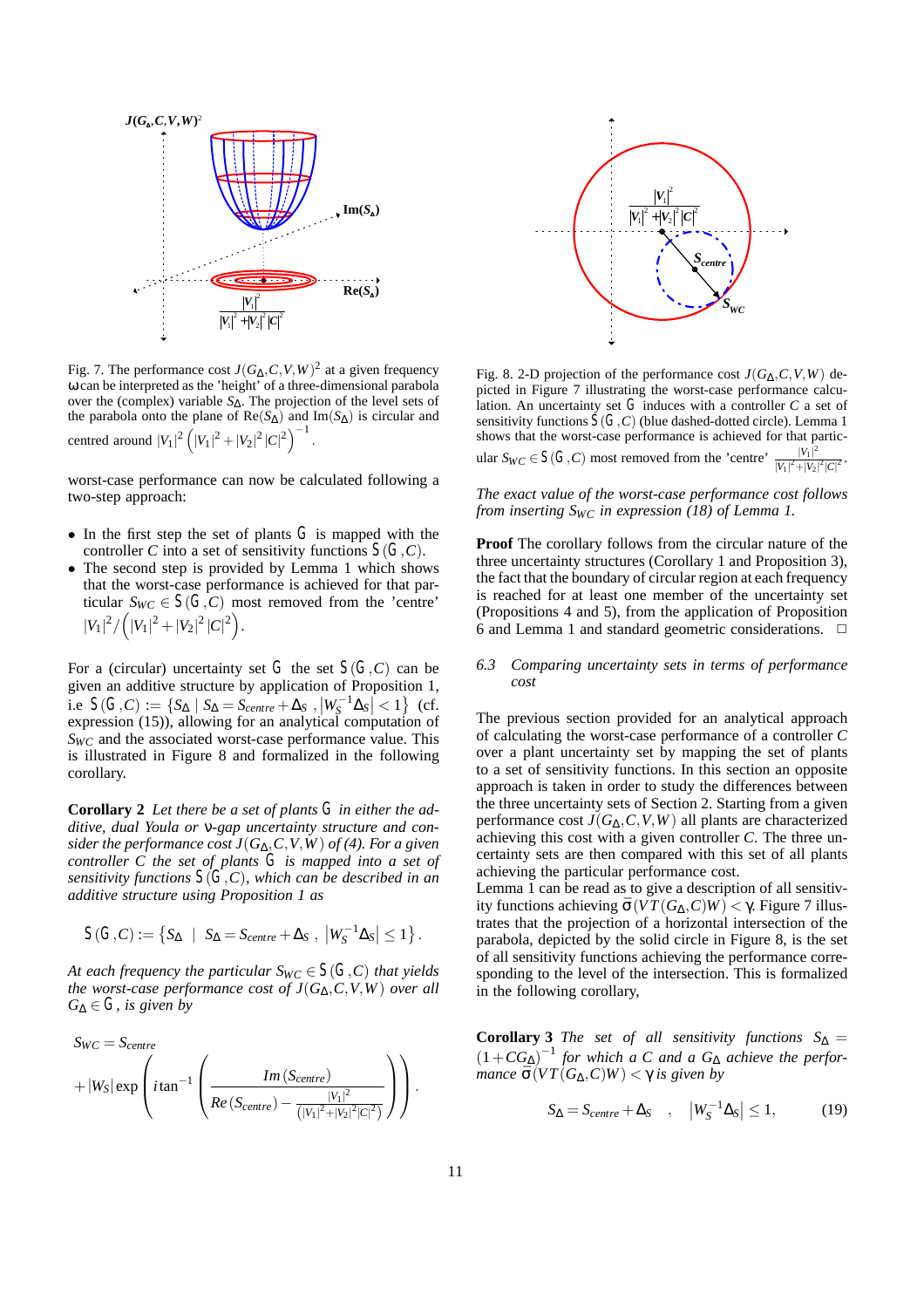Fig. 7. The performance cost $J(G_\Delta, C, V, W)^2$ at a given frequency $\omega$ can be interpreted as the 'height' of a three-dimensional parabola over the (complex) variable $S_\Delta$. The projection of the level sets of the parabola onto the plane of $\text{Re}(S_\Delta)$ and $\text{Im}(S_\Delta)$ is circular and centred around $|V_1|^2 \left(|V_1|^2 + |V_2|^2 |C|^2\right)^{-1}$.

worst-case performance can now be calculated following a two-step approach:

- In the first step the set of plants $\mathcal{G}$ is mapped with the controller $C$ into a set of sensitivity functions $\mathcal{S}(\mathcal{G}, C)$.
- The second step is provided by Lemma 1 which shows that the worst-case performance is achieved for that particular $S_{WC} \in \mathcal{S}(\mathcal{G}, C)$ most removed from the 'centre' $|V_1|^2 / \left(|V_1|^2 + |V_2|^2 |C|^2\right)$.

For a (circular) uncertainty set $\mathcal{G}$ the set $\mathcal{S}(\mathcal{G}, C)$ can be given an additive structure by application of Proposition 1, i.e $\mathcal{S}(\mathcal{G}, C) := \{S_\Delta \mid S_\Delta = S_{centre} + \Delta_S, \left|W_S^{-1}\Delta_S\right| < 1\}$ (cf. expression (15)), allowing for an analytical computation of $S_{WC}$ and the associated worst-case performance value. This is illustrated in Figure 8 and formalized in the following corollary.

**Corollary 2** *Let there be a set of plants $\mathcal{G}$ in either the additive, dual Youla or $\nu$-gap uncertainty structure and consider the performance cost $J(G_\Delta, C, V, W)$ of (4). For a given controller $C$ the set of plants $\mathcal{G}$ is mapped into a set of sensitivity functions $\mathcal{S}(\mathcal{G}, C)$, which can be described in an additive structure using Proposition 1 as*

$$\mathcal{S}(\mathcal{G}, C) := \left\{S_\Delta \mid S_\Delta = S_{centre} + \Delta_S, \left|W_S^{-1}\Delta_S\right| \leq 1\right\}.$$

*At each frequency the particular $S_{WC} \in \mathcal{S}(\mathcal{G}, C)$ that yields the worst-case performance cost of $J(G_\Delta, C, V, W)$ over all $G_\Delta \in \mathcal{G}$, is given by*

$$S_{WC} = S_{centre} + |W_S| \exp\left(i \tan^{-1}\left(\frac{Im(S_{centre})}{Re(S_{centre}) - \frac{|V_1|^2}{(|V_1|^2 + |V_2|^2 |C|^2)}}\right)\right).$$

Fig. 8. 2-D projection of the performance cost $J(G_\Delta, C, V, W)$ depicted in Figure 7 illustrating the worst-case performance calculation. An uncertainty set $\mathcal{G}$ induces with a controller $C$ a set of sensitivity functions $\mathcal{S}(\mathcal{G}, C)$ (blue dashed-dotted circle). Lemma 1 shows that the worst-case performance is achieved for that particular $S_{WC} \in \mathcal{S}(\mathcal{G}, C)$ most removed from the 'centre' $\frac{|V_1|^2}{|V_1|^2 + |V_2|^2 |C|^2}$.

*The exact value of the worst-case performance cost follows from inserting $S_{WC}$ in expression (18) of Lemma 1.*

**Proof** The corollary follows from the circular nature of the three uncertainty structures (Corollary 1 and Proposition 3), the fact that the boundary of circular region at each frequency is reached for at least one member of the uncertainty set (Propositions 4 and 5), from the application of Proposition 6 and Lemma 1 and standard geometric considerations. □

### 6.3 *Comparing uncertainty sets in terms of performance cost*

The previous section provided for an analytical approach of calculating the worst-case performance of a controller $C$ over a plant uncertainty set by mapping the set of plants to a set of sensitivity functions. In this section an opposite approach is taken in order to study the differences between the three uncertainty sets of Section 2. Starting from a given performance cost $J(G_\Delta, C, V, W)$ all plants are characterized achieving this cost with a given controller $C$. The three uncertainty sets are then compared with this set of all plants achieving the particular performance cost.
Lemma 1 can be read as to give a description of all sensitivity functions achieving $\bar{\sigma}(VT(G_\Delta, C)W) < \gamma$. Figure 7 illustrates that the projection of a horizontal intersection of the parabola, depicted by the solid circle in Figure 8, is the set of all sensitivity functions achieving the performance corresponding to the level of the intersection. This is formalized in the following corollary,

**Corollary 3** *The set of all sensitivity functions $S_\Delta = (1 + CG_\Delta)^{-1}$ for which a $C$ and a $G_\Delta$ achieve the performance $\bar{\sigma}(VT(G_\Delta, C)W) < \gamma$ is given by*

$$S_\Delta = S_{centre} + \Delta_S \quad , \quad \left|W_S^{-1}\Delta_S\right| \leq 1, \tag{19}$$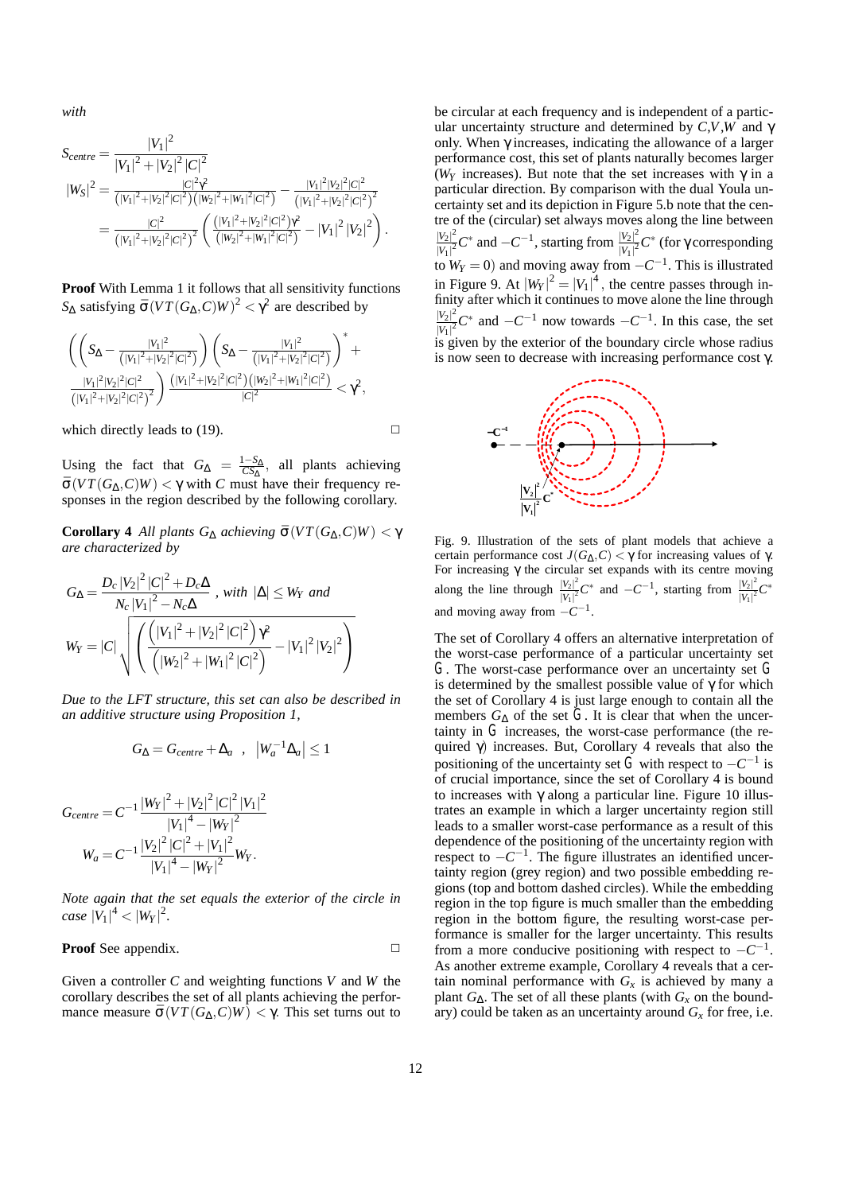*with*

$$S_{centre} = \frac{|V_1|^2}{|V_1|^2 + |V_2|^2 |C|^2}$$

$$|W_S|^2 = \frac{|C|^2 \gamma^2}{(|V_1|^2+|V_2|^2|C|^2)(|W_2|^2+|W_1|^2|C|^2)} - \frac{|V_1|^2|V_2|^2|C|^2}{(|V_1|^2+|V_2|^2|C|^2)^2}$$

$$= \frac{|C|^2}{(|V_1|^2+|V_2|^2|C|^2)^2} \left( \frac{(|V_1|^2+|V_2|^2|C|^2)\gamma^2}{(|W_2|^2+|W_1|^2|C|^2)} - |V_1|^2 |V_2|^2 \right).$$

**Proof** With Lemma 1 it follows that all sensitivity functions $S_\Delta$ satisfying $\bar{\sigma}(VT(G_\Delta, C)W)^2 < \gamma^2$ are described by

$$\left( \left( S_\Delta - \frac{|V_1|^2}{(|V_1|^2+|V_2|^2|C|^2)} \right) \left( S_\Delta - \frac{|V_1|^2}{(|V_1|^2+|V_2|^2|C|^2)} \right)^* + \frac{|V_1|^2|V_2|^2|C|^2}{(|V_1|^2+|V_2|^2|C|^2)^2} \right) \frac{(|V_1|^2+|V_2|^2|C|^2)(|W_2|^2+|W_1|^2|C|^2)}{|C|^2} < \gamma^2,$$

which directly leads to (19). □

Using the fact that $G_\Delta = \frac{1-S_\Delta}{CS_\Delta}$, all plants achieving $\bar{\sigma}(VT(G_\Delta, C)W) < \gamma$ with $C$ must have their frequency responses in the region described by the following corollary.

**Corollary 4** *All plants $G_\Delta$ achieving $\bar{\sigma}(VT(G_\Delta, C)W) < \gamma$ are characterized by*

$$G_\Delta = \frac{D_c |V_2|^2 |C|^2 + D_c \Delta}{N_c |V_1|^2 - N_c \Delta}, \text{ with } |\Delta| \leq W_Y \text{ and}$$

$$W_Y = |C| \sqrt{\left( \frac{\left(|V_1|^2 + |V_2|^2 |C|^2\right)\gamma^2}{\left(|W_2|^2 + |W_1|^2 |C|^2\right)} - |V_1|^2 |V_2|^2 \right)}$$

*Due to the LFT structure, this set can also be described in an additive structure using Proposition 1,*

$$G_\Delta = G_{centre} + \Delta_a \quad , \quad |W_a^{-1} \Delta_a| \leq 1$$

$$G_{centre} = C^{-1} \frac{|W_Y|^2 + |V_2|^2 |C|^2 |V_1|^2}{|V_1|^4 - |W_Y|^2}$$

$$W_a = C^{-1} \frac{|V_2|^2 |C|^2 + |V_1|^2}{|V_1|^4 - |W_Y|^2} W_Y.$$

*Note again that the set equals the exterior of the circle in case $|V_1|^4 < |W_Y|^2$.*

**Proof** See appendix. □

Given a controller $C$ and weighting functions $V$ and $W$ the corollary describes the set of all plants achieving the performance measure $\bar{\sigma}(VT(G_\Delta, C)W) < \gamma$. This set turns out to be circular at each frequency and is independent of a particular uncertainty structure and determined by $C, V, W$ and $\gamma$ only. When $\gamma$ increases, indicating the allowance of a larger performance cost, this set of plants naturally becomes larger ($W_Y$ increases). But note that the set increases with $\gamma$ in a particular direction. By comparison with the dual Youla uncertainty set and its depiction in Figure 5.b note that the centre of the (circular) set always moves along the line between $\frac{|V_2|^2}{|V_1|^2}C^*$ and $-C^{-1}$, starting from $\frac{|V_2|^2}{|V_1|^2}C^*$ (for $\gamma$ corresponding to $W_Y = 0$) and moving away from $-C^{-1}$. This is illustrated in Figure 9. At $|W_Y|^2 = |V_1|^4$, the centre passes through infinity after which it continues to move alone the line through $\frac{|V_2|^2}{|V_1|^2}C^*$ and $-C^{-1}$ now towards $-C^{-1}$. In this case, the set is given by the exterior of the boundary circle whose radius is now seen to decrease with increasing performance cost $\gamma$.

Fig. 9. Illustration of the sets of plant models that achieve a certain performance cost $J(G_\Delta, C) < \gamma$ for increasing values of $\gamma$. For increasing $\gamma$ the circular set expands with its centre moving along the line through $\frac{|V_2|^2}{|V_1|^2}C^*$ and $-C^{-1}$, starting from $\frac{|V_2|^2}{|V_1|^2}C^*$ and moving away from $-C^{-1}$.

The set of Corollary 4 offers an alternative interpretation of the worst-case performance of a particular uncertainty set $\mathcal{G}$. The worst-case performance over an uncertainty set $\mathcal{G}$ is determined by the smallest possible value of $\gamma$ for which the set of Corollary 4 is just large enough to contain all the members $G_\Delta$ of the set $\mathcal{G}$. It is clear that when the uncertainty in $\mathcal{G}$ increases, the worst-case performance (the required $\gamma$) increases. But, Corollary 4 reveals that also the positioning of the uncertainty set $\mathcal{G}$ with respect to $-C^{-1}$ is of crucial importance, since the set of Corollary 4 is bound to increases with $\gamma$ along a particular line. Figure 10 illustrates an example in which a larger uncertainty region still leads to a smaller worst-case performance as a result of this dependence of the positioning of the uncertainty region with respect to $-C^{-1}$. The figure illustrates an identified uncertainty region (grey region) and two possible embedding regions (top and bottom dashed circles). While the embedding region in the top figure is much smaller than the embedding region in the bottom figure, the resulting worst-case performance is smaller for the larger uncertainty. This results from a more conducive positioning with respect to $-C^{-1}$. As another extreme example, Corollary 4 reveals that a certain nominal performance with $G_x$ is achieved by many a plant $G_\Delta$. The set of all these plants (with $G_x$ on the boundary) could be taken as an uncertainty around $G_x$ for free, i.e.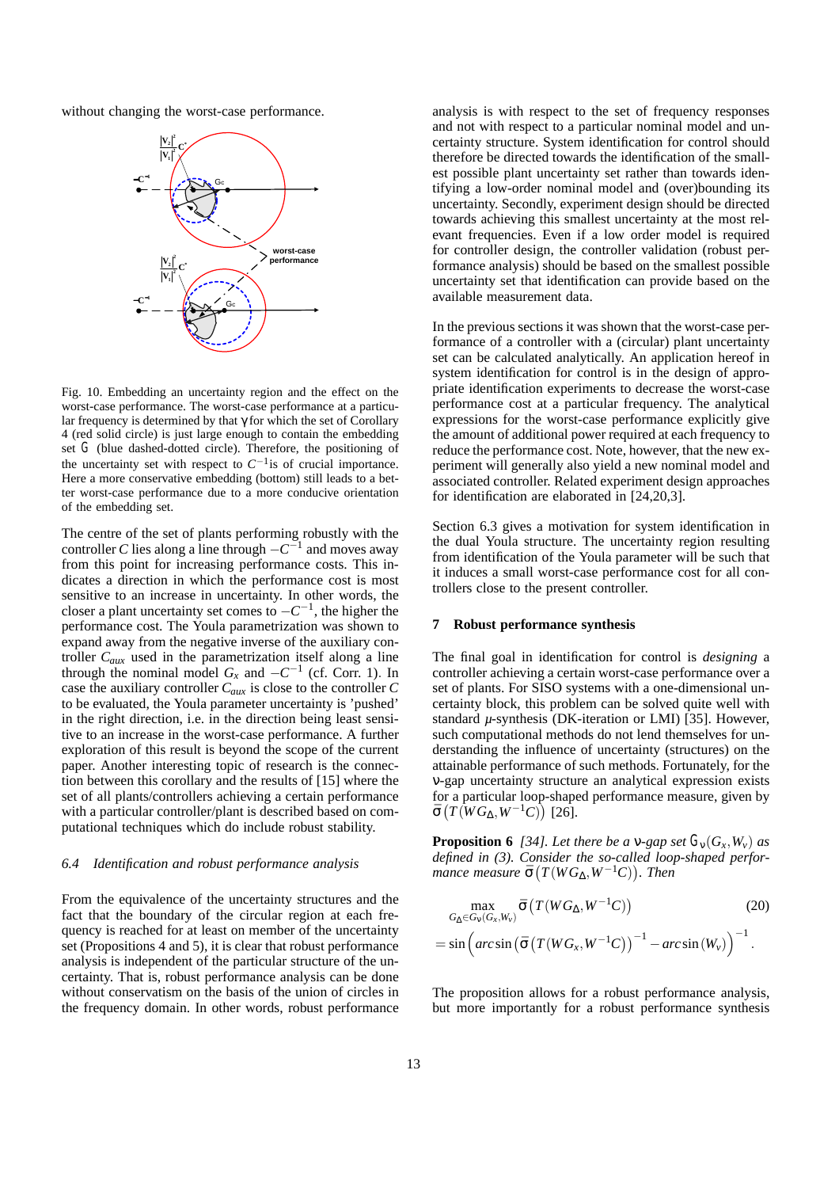without changing the worst-case performance.

Fig. 10. Embedding an uncertainty region and the effect on the worst-case performance. The worst-case performance at a particular frequency is determined by that $\gamma$ for which the set of Corollary 4 (red solid circle) is just large enough to contain the embedding set $\mathcal{G}$ (blue dashed-dotted circle). Therefore, the positioning of the uncertainty set with respect to $C^{-1}$is of crucial importance. Here a more conservative embedding (bottom) still leads to a better worst-case performance due to a more conducive orientation of the embedding set.

The centre of the set of plants performing robustly with the controller $C$ lies along a line through $-C^{-1}$ and moves away from this point for increasing performance costs. This indicates a direction in which the performance cost is most sensitive to an increase in uncertainty. In other words, the closer a plant uncertainty set comes to $-C^{-1}$, the higher the performance cost. The Youla parametrization was shown to expand away from the negative inverse of the auxiliary controller $C_{aux}$ used in the parametrization itself along a line through the nominal model $G_x$ and $-C^{-1}$ (cf. Corr. 1). In case the auxiliary controller $C_{aux}$ is close to the controller $C$ to be evaluated, the Youla parameter uncertainty is 'pushed' in the right direction, i.e. in the direction being least sensitive to an increase in the worst-case performance. A further exploration of this result is beyond the scope of the current paper. Another interesting topic of research is the connection between this corollary and the results of [15] where the set of all plants/controllers achieving a certain performance with a particular controller/plant is described based on computational techniques which do include robust stability.

### *6.4 Identification and robust performance analysis*

From the equivalence of the uncertainty structures and the fact that the boundary of the circular region at each frequency is reached for at least on member of the uncertainty set (Propositions 4 and 5), it is clear that robust performance analysis is independent of the particular structure of the uncertainty. That is, robust performance analysis can be done without conservatism on the basis of the union of circles in the frequency domain. In other words, robust performance analysis is with respect to the set of frequency responses and not with respect to a particular nominal model and uncertainty structure. System identification for control should therefore be directed towards the identification of the smallest possible plant uncertainty set rather than towards identifying a low-order nominal model and (over)bounding its uncertainty. Secondly, experiment design should be directed towards achieving this smallest uncertainty at the most relevant frequencies. Even if a low order model is required for controller design, the controller validation (robust performance analysis) should be based on the smallest possible uncertainty set that identification can provide based on the available measurement data.

In the previous sections it was shown that the worst-case performance of a controller with a (circular) plant uncertainty set can be calculated analytically. An application hereof in system identification for control is in the design of appropriate identification experiments to decrease the worst-case performance cost at a particular frequency. The analytical expressions for the worst-case performance explicitly give the amount of additional power required at each frequency to reduce the performance cost. Note, however, that the new experiment will generally also yield a new nominal model and associated controller. Related experiment design approaches for identification are elaborated in [24,20,3].

Section 6.3 gives a motivation for system identification in the dual Youla structure. The uncertainty region resulting from identification of the Youla parameter will be such that it induces a small worst-case performance cost for all controllers close to the present controller.

## 7 Robust performance synthesis

The final goal in identification for control is *designing* a controller achieving a certain worst-case performance over a set of plants. For SISO systems with a one-dimensional uncertainty block, this problem can be solved quite well with standard $\mu$-synthesis (DK-iteration or LMI) [35]. However, such computational methods do not lend themselves for understanding the influence of uncertainty (structures) on the attainable performance of such methods. Fortunately, for the $\nu$-gap uncertainty structure an analytical expression exists for a particular loop-shaped performance measure, given by $\bar{\sigma}\left(T(WG_\Delta, W^{-1}C)\right)$ [26].

**Proposition 6** *[34]. Let there be a $\nu$-gap set $\mathcal{G}_\nu(G_x, W_\nu)$ as defined in (3). Consider the so-called loop-shaped performance measure $\bar{\sigma}\left(T(WG_\Delta, W^{-1}C)\right)$. Then*

$$\max_{G_\Delta \in \mathcal{G}_\nu(G_x, W_\nu)} \bar{\sigma}\left(T(WG_\Delta, W^{-1}C)\right) \tag{20}$$
$$= \sin\left(\arcsin\left(\bar{\sigma}\left(T(WG_x, W^{-1}C)\right)\right)^{-1} - \arcsin\left(W_\nu\right)\right)^{-1}.$$

The proposition allows for a robust performance analysis, but more importantly for a robust performance synthesis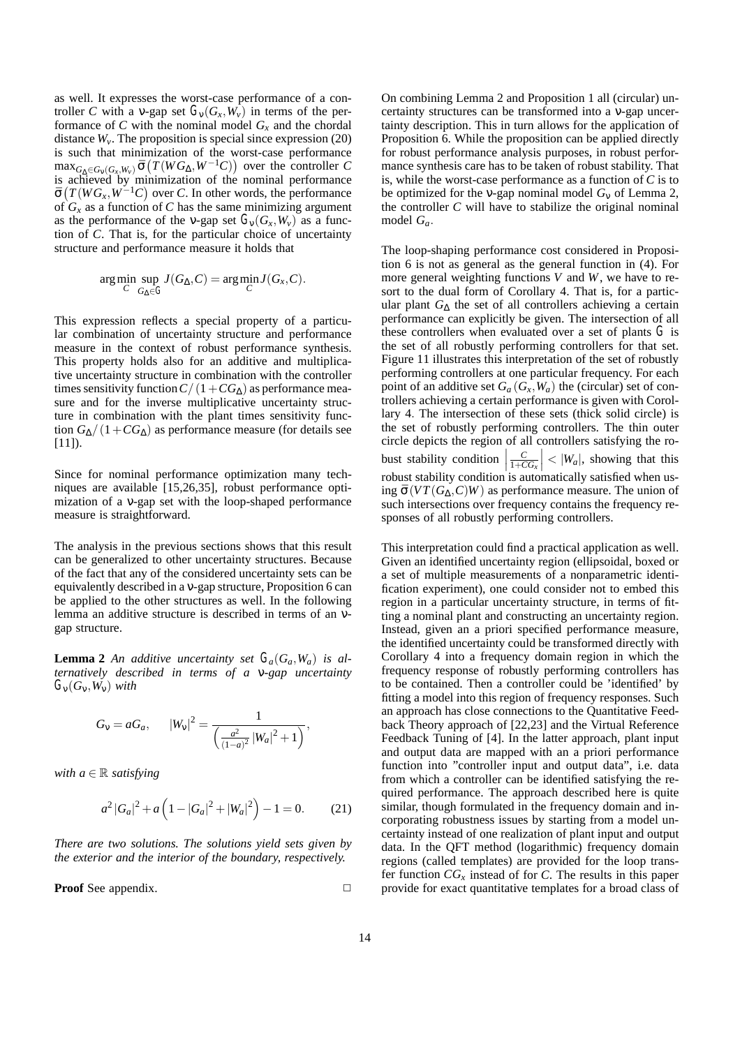as well. It expresses the worst-case performance of a controller $C$ with a ν-gap set $\mathcal{G}_\nu(G_x,W_v)$ in terms of the performance of $C$ with the nominal model $G_x$ and the chordal distance $W_v$. The proposition is special since expression (20) is such that minimization of the worst-case performance $\max_{G_\Delta \in \mathcal{G}_\nu(G_x,W_v)} \bar{\sigma}\left(T(WG_\Delta, W^{-1}C)\right)$ over the controller $C$ is achieved by minimization of the nominal performance $\bar{\sigma}\left(T(WG_x,W^{-1}C\right)$ over $C$. In other words, the performance of $G_x$ as a function of $C$ has the same minimizing argument as the performance of the ν-gap set $\mathcal{G}_\nu(G_x,W_v)$ as a function of $C$. That is, for the particular choice of uncertainty structure and performance measure it holds that

$$\arg\min_C \sup_{G_\Delta \in \mathcal{G}} J(G_\Delta, C) = \arg\min_C J(G_x, C).$$

This expression reflects a special property of a particular combination of uncertainty structure and performance measure in the context of robust performance synthesis. This property holds also for an additive and multiplicative uncertainty structure in combination with the controller times sensitivity function $C/(1+CG_\Delta)$ as performance measure and for the inverse multiplicative uncertainty structure in combination with the plant times sensitivity function $G_\Delta/(1+CG_\Delta)$ as performance measure (for details see [11]).

Since for nominal performance optimization many techniques are available [15,26,35], robust performance optimization of a ν-gap set with the loop-shaped performance measure is straightforward.

The analysis in the previous sections shows that this result can be generalized to other uncertainty structures. Because of the fact that any of the considered uncertainty sets can be equivalently described in a ν-gap structure, Proposition 6 can be applied to the other structures as well. In the following lemma an additive structure is described in terms of an ν-gap structure.

**Lemma 2** *An additive uncertainty set $\mathcal{G}_a(G_a,W_a)$ is alternatively described in terms of a ν-gap uncertainty $\mathcal{G}_\nu(G_\nu,W_\nu)$ with*

$$G_\nu = aG_a, \qquad |W_\nu|^2 = \frac{1}{\left(\frac{a^2}{(1-a)^2}|W_a|^2+1\right)},$$

*with $a \in \mathbb{R}$ satisfying*

$$a^2|G_a|^2 + a\left(1-|G_a|^2+|W_a|^2\right) - 1 = 0. \qquad (21)$$

*There are two solutions. The solutions yield sets given by the exterior and the interior of the boundary, respectively.*

**Proof** See appendix. □

On combining Lemma 2 and Proposition 1 all (circular) uncertainty structures can be transformed into a ν-gap uncertainty description. This in turn allows for the application of Proposition 6. While the proposition can be applied directly for robust performance analysis purposes, in robust performance synthesis care has to be taken of robust stability. That is, while the worst-case performance as a function of $C$ is to be optimized for the ν-gap nominal model $G_\nu$ of Lemma 2, the controller $C$ will have to stabilize the original nominal model $G_a$.

The loop-shaping performance cost considered in Proposition 6 is not as general as the general function in (4). For more general weighting functions $V$ and $W$, we have to resort to the dual form of Corollary 4. That is, for a particular plant $G_\Delta$ the set of all controllers achieving a certain performance can explicitly be given. The intersection of all these controllers when evaluated over a set of plants $\mathcal{G}$ is the set of all robustly performing controllers for that set. Figure 11 illustrates this interpretation of the set of robustly performing controllers at one particular frequency. For each point of an additive set $G_a(G_x,W_a)$ the (circular) set of controllers achieving a certain performance is given with Corollary 4. The intersection of these sets (thick solid circle) is the set of robustly performing controllers. The thin outer circle depicts the region of all controllers satisfying the robust stability condition $\left|\frac{C}{1+CG_x}\right| < |W_a|$, showing that this robust stability condition is automatically satisfied when using $\bar{\sigma}(VT(G_\Delta,C)W)$ as performance measure. The union of such intersections over frequency contains the frequency responses of all robustly performing controllers.

This interpretation could find a practical application as well. Given an identified uncertainty region (ellipsoidal, boxed or a set of multiple measurements of a nonparametric identification experiment), one could consider not to embed this region in a particular uncertainty structure, in terms of fitting a nominal plant and constructing an uncertainty region. Instead, given an a priori specified performance measure, the identified uncertainty could be transformed directly with Corollary 4 into a frequency domain region in which the frequency response of robustly performing controllers has to be contained. Then a controller could be 'identified' by fitting a model into this region of frequency responses. Such an approach has close connections to the Quantitative Feedback Theory approach of [22,23] and the Virtual Reference Feedback Tuning of [4]. In the latter approach, plant input and output data are mapped with an a priori performance function into "controller input and output data", i.e. data from which a controller can be identified satisfying the required performance. The approach described here is quite similar, though formulated in the frequency domain and incorporating robustness issues by starting from a model uncertainty instead of one realization of plant input and output data. In the QFT method (logarithmic) frequency domain regions (called templates) are provided for the loop transfer function $CG_x$ instead of for $C$. The results in this paper provide for exact quantitative templates for a broad class of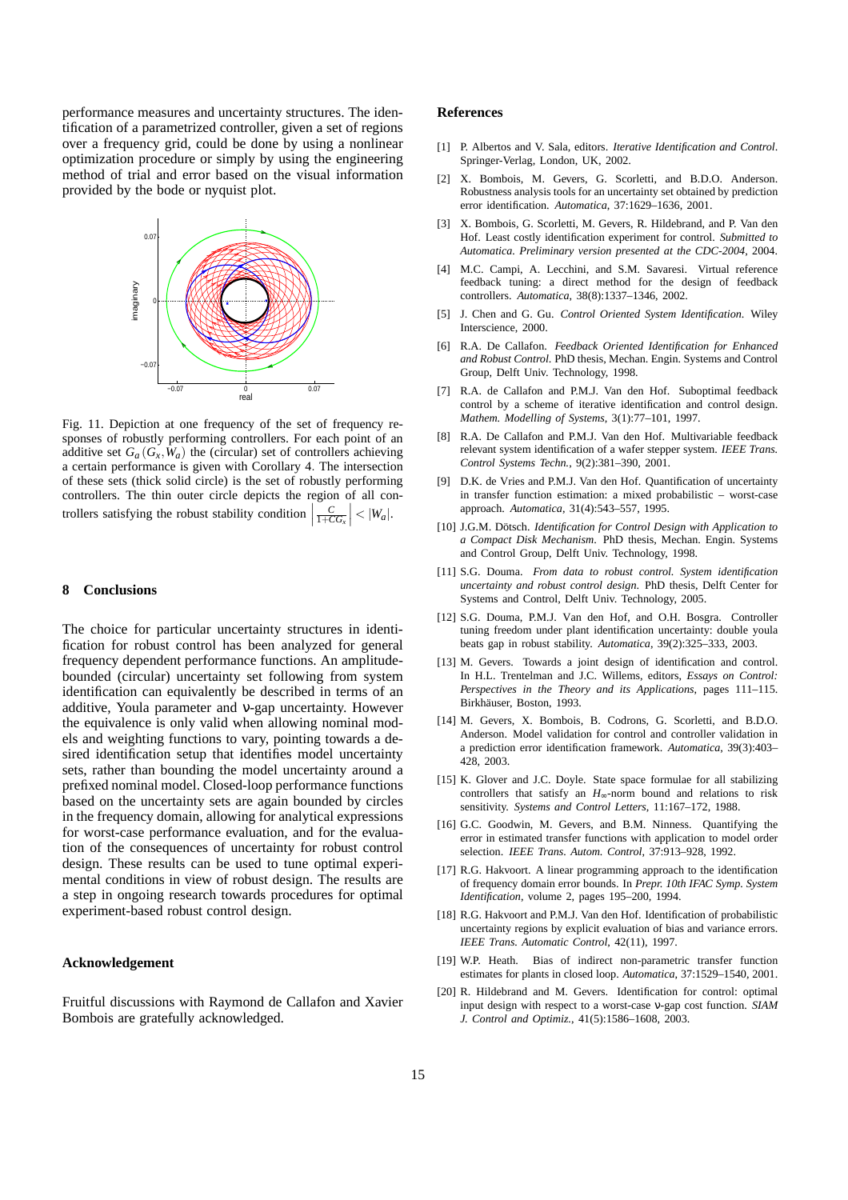performance measures and uncertainty structures. The identification of a parametrized controller, given a set of regions over a frequency grid, could be done by using a nonlinear optimization procedure or simply by using the engineering method of trial and error based on the visual information provided by the bode or nyquist plot.

Fig. 11. Depiction at one frequency of the set of frequency responses of robustly performing controllers. For each point of an additive set $G_a(G_x, W_a)$ the (circular) set of controllers achieving a certain performance is given with Corollary 4. The intersection of these sets (thick solid circle) is the set of robustly performing controllers. The thin outer circle depicts the region of all controllers satisfying the robust stability condition $\left|\frac{C}{1+CG_x}\right| < |W_a|$.

## 8 Conclusions

The choice for particular uncertainty structures in identification for robust control has been analyzed for general frequency dependent performance functions. An amplitude-bounded (circular) uncertainty set following from system identification can equivalently be described in terms of an additive, Youla parameter and ν-gap uncertainty. However the equivalence is only valid when allowing nominal models and weighting functions to vary, pointing towards a desired identification setup that identifies model uncertainty sets, rather than bounding the model uncertainty around a prefixed nominal model. Closed-loop performance functions based on the uncertainty sets are again bounded by circles in the frequency domain, allowing for analytical expressions for worst-case performance evaluation, and for the evaluation of the consequences of uncertainty for robust control design. These results can be used to tune optimal experimental conditions in view of robust design. The results are a step in ongoing research towards procedures for optimal experiment-based robust control design.

## Acknowledgement

Fruitful discussions with Raymond de Callafon and Xavier Bombois are gratefully acknowledged.

## References

[1] P. Albertos and V. Sala, editors. *Iterative Identification and Control*. Springer-Verlag, London, UK, 2002.

[2] X. Bombois, M. Gevers, G. Scorletti, and B.D.O. Anderson. Robustness analysis tools for an uncertainty set obtained by prediction error identification. *Automatica*, 37:1629–1636, 2001.

[3] X. Bombois, G. Scorletti, M. Gevers, R. Hildebrand, and P. Van den Hof. Least costly identification experiment for control. *Submitted to Automatica. Preliminary version presented at the CDC-2004*, 2004.

[4] M.C. Campi, A. Lecchini, and S.M. Savaresi. Virtual reference feedback tuning: a direct method for the design of feedback controllers. *Automatica*, 38(8):1337–1346, 2002.

[5] J. Chen and G. Gu. *Control Oriented System Identification*. Wiley Interscience, 2000.

[6] R.A. De Callafon. *Feedback Oriented Identification for Enhanced and Robust Control*. PhD thesis, Mechan. Engin. Systems and Control Group, Delft Univ. Technology, 1998.

[7] R.A. de Callafon and P.M.J. Van den Hof. Suboptimal feedback control by a scheme of iterative identification and control design. *Mathem. Modelling of Systems*, 3(1):77–101, 1997.

[8] R.A. De Callafon and P.M.J. Van den Hof. Multivariable feedback relevant system identification of a wafer stepper system. *IEEE Trans. Control Systems Techn.*, 9(2):381–390, 2001.

[9] D.K. de Vries and P.M.J. Van den Hof. Quantification of uncertainty in transfer function estimation: a mixed probabilistic – worst-case approach. *Automatica*, 31(4):543–557, 1995.

[10] J.G.M. Dötsch. *Identification for Control Design with Application to a Compact Disk Mechanism*. PhD thesis, Mechan. Engin. Systems and Control Group, Delft Univ. Technology, 1998.

[11] S.G. Douma. *From data to robust control. System identification uncertainty and robust control design*. PhD thesis, Delft Center for Systems and Control, Delft Univ. Technology, 2005.

[12] S.G. Douma, P.M.J. Van den Hof, and O.H. Bosgra. Controller tuning freedom under plant identification uncertainty: double youla beats gap in robust stability. *Automatica*, 39(2):325–333, 2003.

[13] M. Gevers. Towards a joint design of identification and control. In H.L. Trentelman and J.C. Willems, editors, *Essays on Control: Perspectives in the Theory and its Applications*, pages 111–115. Birkhäuser, Boston, 1993.

[14] M. Gevers, X. Bombois, B. Codrons, G. Scorletti, and B.D.O. Anderson. Model validation for control and controller validation in a prediction error identification framework. *Automatica*, 39(3):403–428, 2003.

[15] K. Glover and J.C. Doyle. State space formulae for all stabilizing controllers that satisfy an $H_\infty$-norm bound and relations to risk sensitivity. *Systems and Control Letters*, 11:167–172, 1988.

[16] G.C. Goodwin, M. Gevers, and B.M. Ninness. Quantifying the error in estimated transfer functions with application to model order selection. *IEEE Trans. Autom. Control*, 37:913–928, 1992.

[17] R.G. Hakvoort. A linear programming approach to the identification of frequency domain error bounds. In *Prepr. 10th IFAC Symp. System Identification*, volume 2, pages 195–200, 1994.

[18] R.G. Hakvoort and P.M.J. Van den Hof. Identification of probabilistic uncertainty regions by explicit evaluation of bias and variance errors. *IEEE Trans. Automatic Control*, 42(11), 1997.

[19] W.P. Heath. Bias of indirect non-parametric transfer function estimates for plants in closed loop. *Automatica*, 37:1529–1540, 2001.

[20] R. Hildebrand and M. Gevers. Identification for control: optimal input design with respect to a worst-case ν-gap cost function. *SIAM J. Control and Optimiz.*, 41(5):1586–1608, 2003.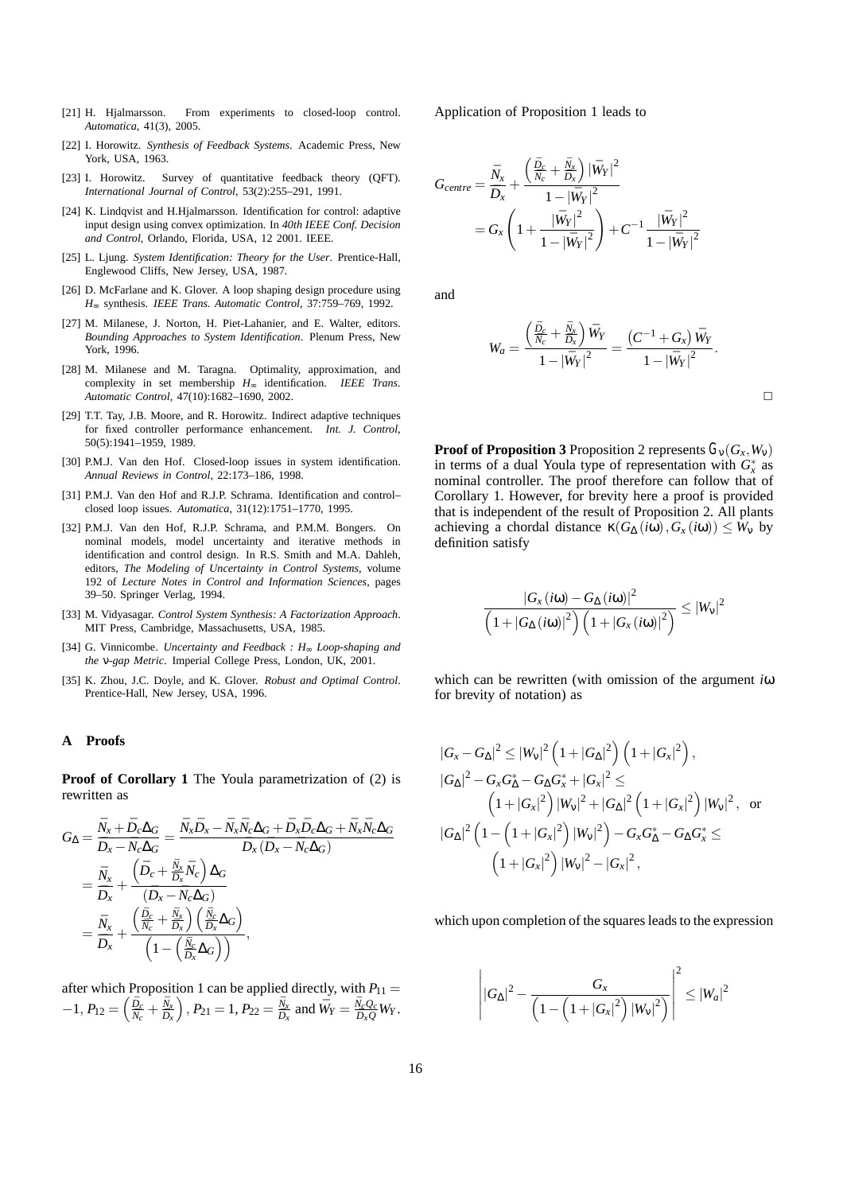[21] H. Hjalmarsson. From experiments to closed-loop control. *Automatica*, 41(3), 2005.

[22] I. Horowitz. *Synthesis of Feedback Systems*. Academic Press, New York, USA, 1963.

[23] I. Horowitz. Survey of quantitative feedback theory (QFT). *International Journal of Control*, 53(2):255–291, 1991.

[24] K. Lindqvist and H.Hjalmarsson. Identification for control: adaptive input design using convex optimization. In *40th IEEE Conf. Decision and Control*, Orlando, Florida, USA, 12 2001. IEEE.

[25] L. Ljung. *System Identification: Theory for the User*. Prentice-Hall, Englewood Cliffs, New Jersey, USA, 1987.

[26] D. McFarlane and K. Glover. A loop shaping design procedure using $H_\infty$ synthesis. *IEEE Trans. Automatic Control*, 37:759–769, 1992.

[27] M. Milanese, J. Norton, H. Piet-Lahanier, and E. Walter, editors. *Bounding Approaches to System Identification*. Plenum Press, New York, 1996.

[28] M. Milanese and M. Taragna. Optimality, approximation, and complexity in set membership $H_\infty$ identification. *IEEE Trans. Automatic Control*, 47(10):1682–1690, 2002.

[29] T.T. Tay, J.B. Moore, and R. Horowitz. Indirect adaptive techniques for fixed controller performance enhancement. *Int. J. Control*, 50(5):1941–1959, 1989.

[30] P.M.J. Van den Hof. Closed-loop issues in system identification. *Annual Reviews in Control*, 22:173–186, 1998.

[31] P.M.J. Van den Hof and R.J.P. Schrama. Identification and control–closed loop issues. *Automatica*, 31(12):1751–1770, 1995.

[32] P.M.J. Van den Hof, R.J.P. Schrama, and P.M.M. Bongers. On nominal models, model uncertainty and iterative methods in identification and control design. In R.S. Smith and M.A. Dahleh, editors, *The Modeling of Uncertainty in Control Systems*, volume 192 of *Lecture Notes in Control and Information Sciences*, pages 39–50. Springer Verlag, 1994.

[33] M. Vidyasagar. *Control System Synthesis: A Factorization Approach*. MIT Press, Cambridge, Massachusetts, USA, 1985.

[34] G. Vinnicombe. *Uncertainty and Feedback : $H_\infty$ Loop-shaping and the $\nu$-gap Metric*. Imperial College Press, London, UK, 2001.

[35] K. Zhou, J.C. Doyle, and K. Glover. *Robust and Optimal Control*. Prentice-Hall, New Jersey, USA, 1996.

# A Proofs

**Proof of Corollary 1** The Youla parametrization of (2) is rewritten as

$$
\begin{aligned}
G_\Delta &= \frac{\bar{N}_x + \bar{D}_c \Delta_G}{\bar{D}_x - \bar{N}_c \Delta_G} = \frac{\bar{N}_x \bar{D}_x - \bar{N}_x \bar{N}_c \Delta_G + \bar{D}_x \bar{D}_c \Delta_G + \bar{N}_x \bar{N}_c \Delta_G}{\bar{D}_x \left(\bar{D}_x - \bar{N}_c \Delta_G\right)} \\
&= \frac{\bar{N}_x}{\bar{D}_x} + \frac{\left(\bar{D}_c + \frac{\bar{N}_x}{\bar{D}_x}\bar{N}_c\right)\Delta_G}{\left(\bar{D}_x - \bar{N}_c \Delta_G\right)} \\
&= \frac{\bar{N}_x}{\bar{D}_x} + \frac{\left(\frac{\bar{D}_c}{\bar{N}_c} + \frac{\bar{N}_x}{\bar{D}_x}\right)\left(\frac{\bar{N}_c}{\bar{D}_x}\Delta_G\right)}{\left(1 - \left(\frac{\bar{N}_c}{\bar{D}_x}\Delta_G\right)\right)},
\end{aligned}
$$

after which Proposition 1 can be applied directly, with $P_{11} = -1$, $P_{12} = \left(\frac{\bar{D}_c}{\bar{N}_c} + \frac{\bar{N}_x}{\bar{D}_x}\right)$, $P_{21} = 1$, $P_{22} = \frac{\bar{N}_x}{\bar{D}_x}$ and $\bar{W}_Y = \frac{\bar{N}_c Q_c}{\bar{D}_x Q} W_Y$.

Application of Proposition 1 leads to

$$
\begin{aligned}
G_{centre} &= \frac{\bar{N}_x}{\bar{D}_x} + \frac{\left(\frac{\bar{D}_c}{\bar{N}_c} + \frac{\bar{N}_x}{\bar{D}_x}\right)|\bar{W}_Y|^2}{1 - |\bar{W}_Y|^2} \\
&= G_x\left(1 + \frac{|\bar{W}_Y|^2}{1 - |\bar{W}_Y|^2}\right) + C^{-1}\frac{|\bar{W}_Y|^2}{1 - |\bar{W}_Y|^2}
\end{aligned}
$$

and

$$
W_a = \frac{\left(\frac{\bar{D}_c}{\bar{N}_c} + \frac{\bar{N}_x}{\bar{D}_x}\right)\bar{W}_Y}{1 - |\bar{W}_Y|^2} = \frac{\left(C^{-1} + G_x\right)\bar{W}_Y}{1 - |\bar{W}_Y|^2}.
$$

□

**Proof of Proposition 3** Proposition 2 represents $\mathcal{G}_\nu(G_x, W_\nu)$ in terms of a dual Youla type of representation with $G_x^*$ as nominal controller. The proof therefore can follow that of Corollary 1. However, for brevity here a proof is provided that is independent of the result of Proposition 2. All plants achieving a chordal distance $\kappa(G_\Delta(i\omega), G_x(i\omega)) \le W_\nu$ by definition satisfy

$$
\frac{|G_x(i\omega) - G_\Delta(i\omega)|^2}{\left(1 + |G_\Delta(i\omega)|^2\right)\left(1 + |G_x(i\omega)|^2\right)} \le |W_\nu|^2
$$

which can be rewritten (with omission of the argument $i\omega$ for brevity of notation) as

$$
\begin{aligned}
&|G_x - G_\Delta|^2 \le |W_\nu|^2\left(1 + |G_\Delta|^2\right)\left(1 + |G_x|^2\right), \\
&|G_\Delta|^2 - G_x G_\Delta^* - G_\Delta G_x^* + |G_x|^2 \le \\
&\qquad \left(1 + |G_x|^2\right)|W_\nu|^2 + |G_\Delta|^2\left(1 + |G_x|^2\right)|W_\nu|^2, \quad \text{or} \\
&|G_\Delta|^2\left(1 - \left(1 + |G_x|^2\right)|W_\nu|^2\right) - G_x G_\Delta^* - G_\Delta G_x^* \le \\
&\qquad \left(1 + |G_x|^2\right)|W_\nu|^2 - |G_x|^2,
\end{aligned}
$$

which upon completion of the squares leads to the expression

$$
\left| |G_\Delta|^2 - \frac{G_x}{\left(1 - \left(1 + |G_x|^2\right)|W_\nu|^2\right)} \right|^2 \le |W_a|^2
$$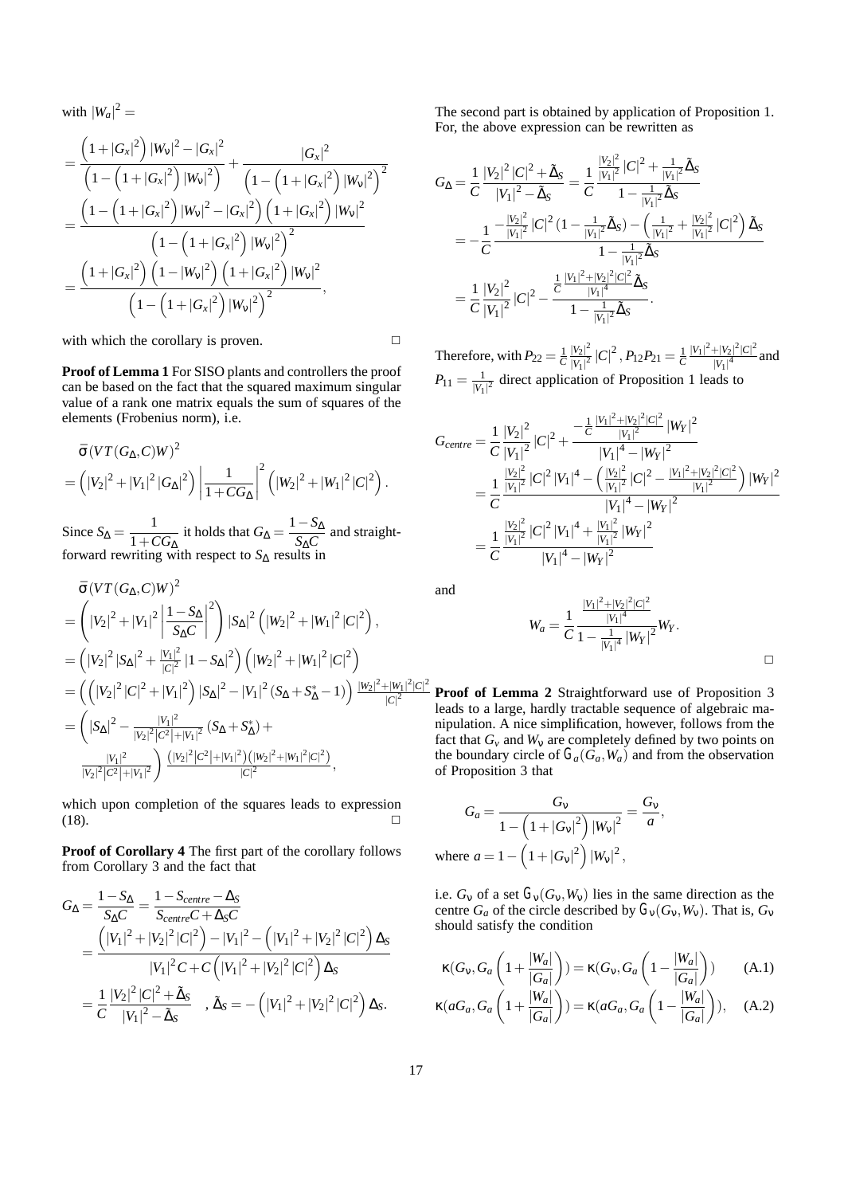with $|W_a|^2 =$

$$
\begin{aligned}
&= \frac{\left(1+|G_x|^2\right)|W_\nu|^2 - |G_x|^2}{\left(1-\left(1+|G_x|^2\right)|W_\nu|^2\right)} + \frac{|G_x|^2}{\left(1-\left(1+|G_x|^2\right)|W_\nu|^2\right)^2} \\
&= \frac{\left(1-\left(1+|G_x|^2\right)|W_\nu|^2 - |G_x|^2\right)\left(1+|G_x|^2\right)|W_\nu|^2}{\left(1-\left(1+|G_x|^2\right)|W_\nu|^2\right)^2} \\
&= \frac{\left(1+|G_x|^2\right)\left(1-|W_\nu|^2\right)\left(1+|G_x|^2\right)|W_\nu|^2}{\left(1-\left(1+|G_x|^2\right)|W_\nu|^2\right)^2},
\end{aligned}
$$

with which the corollary is proven. □

**Proof of Lemma 1** For SISO plants and controllers the proof can be based on the fact that the squared maximum singular value of a rank one matrix equals the sum of squares of the elements (Frobenius norm), i.e.

$$
\begin{aligned}
&\bar{\sigma}(VT(G_\Delta, C)W)^2 \\
&= \left(|V_2|^2 + |V_1|^2 |G_\Delta|^2\right)\left|\frac{1}{1+CG_\Delta}\right|^2 \left(|W_2|^2 + |W_1|^2 |C|^2\right).
\end{aligned}
$$

Since $S_\Delta = \dfrac{1}{1+CG_\Delta}$ it holds that $G_\Delta = \dfrac{1-S_\Delta}{S_\Delta C}$ and straightforward rewriting with respect to $S_\Delta$ results in

$$
\begin{aligned}
&\bar{\sigma}(VT(G_\Delta, C)W)^2 \\
&= \left(|V_2|^2 + |V_1|^2 \left|\frac{1-S_\Delta}{S_\Delta C}\right|^2\right)|S_\Delta|^2 \left(|W_2|^2 + |W_1|^2 |C|^2\right), \\
&= \left(|V_2|^2 |S_\Delta|^2 + \tfrac{|V_1|^2}{|C|^2}|1-S_\Delta|^2\right)\left(|W_2|^2 + |W_1|^2 |C|^2\right) \\
&= \left(\left(|V_2|^2 |C|^2 + |V_1|^2\right)|S_\Delta|^2 - |V_1|^2 (S_\Delta + S_\Delta^* - 1)\right)\tfrac{|W_2|^2 + |W_1|^2|C|^2}{|C|^2} \\
&= \Bigg(|S_\Delta|^2 - \tfrac{|V_1|^2}{|V_2|^2|C^2| + |V_1|^2}(S_\Delta + S_\Delta^*) + \\
&\quad \tfrac{|V_1|^2}{|V_2|^2|C^2| + |V_1|^2}\Bigg)\tfrac{\left(|V_2|^2|C^2| + |V_1|^2\right)\left(|W_2|^2 + |W_1|^2|C|^2\right)}{|C|^2},
\end{aligned}
$$

which upon completion of the squares leads to expression (18). □

**Proof of Corollary 4** The first part of the corollary follows from Corollary 3 and the fact that

$$
\begin{aligned}
G_\Delta &= \frac{1-S_\Delta}{S_\Delta C} = \frac{1-S_{centre}-\Delta_S}{S_{centre}C + \Delta_S C} \\
&= \frac{\left(|V_1|^2 + |V_2|^2|C|^2\right) - |V_1|^2 - \left(|V_1|^2 + |V_2|^2|C|^2\right)\Delta_S}{|V_1|^2 C + C\left(|V_1|^2 + |V_2|^2|C|^2\right)\Delta_S} \\
&= \frac{1}{C}\frac{|V_2|^2|C|^2 + \tilde{\Delta}_S}{|V_1|^2 - \tilde{\Delta}_S} \quad , \tilde{\Delta}_S = -\left(|V_1|^2 + |V_2|^2|C|^2\right)\Delta_S.
\end{aligned}
$$

The second part is obtained by application of Proposition 1. For, the above expression can be rewritten as

$$
\begin{aligned}
G_\Delta &= \frac{1}{C}\frac{|V_2|^2|C|^2 + \tilde{\Delta}_S}{|V_1|^2 - \tilde{\Delta}_S} = \frac{1}{C}\frac{\frac{|V_2|^2}{|V_1|^2}|C|^2 + \frac{1}{|V_1|^2}\tilde{\Delta}_S}{1 - \frac{1}{|V_1|^2}\tilde{\Delta}_S} \\
&= -\frac{1}{C}\frac{-\frac{|V_2|^2}{|V_1|^2}|C|^2\left(1 - \frac{1}{|V_1|^2}\tilde{\Delta}_S\right) - \left(\frac{1}{|V_1|^2} + \frac{|V_2|^2}{|V_1|^2}|C|^2\right)\tilde{\Delta}_S}{1 - \frac{1}{|V_1|^2}\tilde{\Delta}_S} \\
&= \frac{1}{C}\frac{|V_2|^2}{|V_1|^2}|C|^2 - \frac{\frac{1}{C}\frac{|V_1|^2 + |V_2|^2|C|^2}{|V_1|^4}\tilde{\Delta}_S}{1 - \frac{1}{|V_1|^2}\tilde{\Delta}_S}.
\end{aligned}
$$

Therefore, with $P_{22} = \frac{1}{C}\frac{|V_2|^2}{|V_1|^2}|C|^2$, $P_{12}P_{21} = \frac{1}{C}\frac{|V_1|^2 + |V_2|^2|C|^2}{|V_1|^4}$ and $P_{11} = \frac{1}{|V_1|^2}$ direct application of Proposition 1 leads to

$$
\begin{aligned}
G_{centre} &= \frac{1}{C}\frac{|V_2|^2}{|V_1|^2}|C|^2 + \frac{-\frac{1}{C}\frac{|V_1|^2 + |V_2|^2|C|^2}{|V_1|^2}|W_Y|^2}{|V_1|^4 - |W_Y|^2} \\
&= \frac{1}{C}\frac{\frac{|V_2|^2}{|V_1|^2}|C|^2|V_1|^4 - \left(\frac{|V_2|^2}{|V_1|^2}|C|^2 - \frac{|V_1|^2 + |V_2|^2|C|^2}{|V_1|^2}\right)|W_Y|^2}{|V_1|^4 - |W_Y|^2} \\
&= \frac{1}{C}\frac{\frac{|V_2|^2}{|V_1|^2}|C|^2|V_1|^4 + \frac{|V_1|^2}{|V_1|^2}|W_Y|^2}{|V_1|^4 - |W_Y|^2}
\end{aligned}
$$

and

$$
W_a = \frac{1}{C}\frac{\frac{|V_1|^2 + |V_2|^2|C|^2}{|V_1|^4}}{1 - \frac{1}{|V_1|^4}|W_Y|^2}W_Y.
$$

□

**Proof of Lemma 2** Straightforward use of Proposition 3 leads to a large, hardly tractable sequence of algebraic manipulation. A nice simplification, however, follows from the fact that $G_\nu$ and $W_\nu$ are completely defined by two points on the boundary circle of $\mathcal{G}_a(G_a, W_a)$ and from the observation of Proposition 3 that

$$
G_a = \frac{G_\nu}{1-\left(1+|G_\nu|^2\right)|W_\nu|^2} = \frac{G_\nu}{a},
$$

where $a = 1-\left(1+|G_\nu|^2\right)|W_\nu|^2$,

i.e. $G_\nu$ of a set $\mathcal{G}_\nu(G_\nu, W_\nu)$ lies in the same direction as the centre $G_a$ of the circle described by $\mathcal{G}_\nu(G_\nu, W_\nu)$. That is, $G_\nu$ should satisfy the condition

$$
\kappa\left(G_\nu, G_a\left(1+\frac{|W_a|}{|G_a|}\right)\right) = \kappa\left(G_\nu, G_a\left(1-\frac{|W_a|}{|G_a|}\right)\right) \qquad \text{(A.1)}
$$

$$
\kappa\left(aG_a, G_a\left(1+\frac{|W_a|}{|G_a|}\right)\right) = \kappa\left(aG_a, G_a\left(1-\frac{|W_a|}{|G_a|}\right)\right), \qquad \text{(A.2)}
$$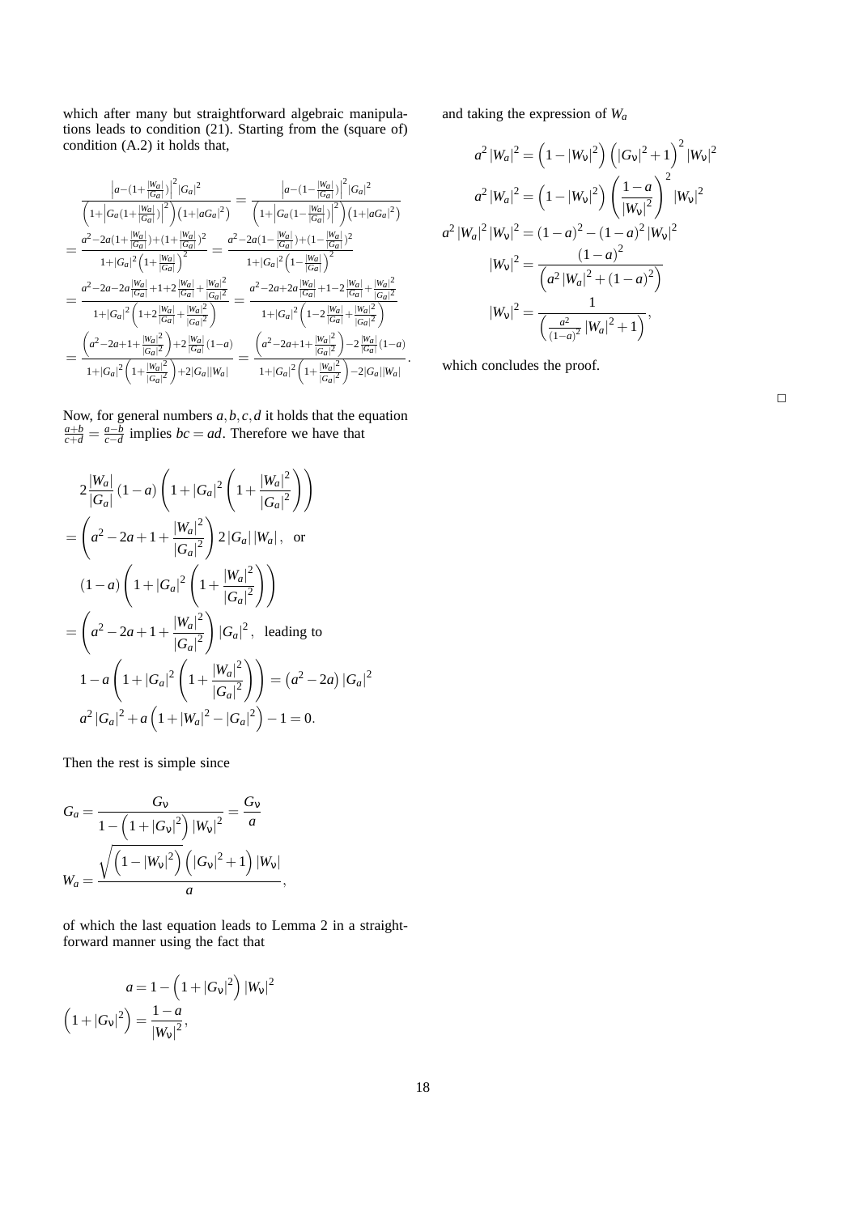which after many but straightforward algebraic manipulations leads to condition (21). Starting from the (square of) condition (A.2) it holds that,

$$
\begin{aligned}
&\frac{\left|a-(1+\frac{|W_a|}{|G_a|})\right|^2|G_a|^2}{\left(1+\left|G_a(1+\frac{|W_a|}{|G_a|})\right|^2\right)\left(1+|aG_a|^2\right)} = \frac{\left|a-(1-\frac{|W_a|}{|G_a|})\right|^2|G_a|^2}{\left(1+\left|G_a(1-\frac{|W_a|}{|G_a|})\right|^2\right)\left(1+|aG_a|^2\right)} \\
&= \frac{a^2-2a(1+\frac{|W_a|}{|G_a|})+(1+\frac{|W_a|}{|G_a|})^2}{1+|G_a|^2\left(1+\frac{|W_a|}{|G_a|}\right)^2} = \frac{a^2-2a(1-\frac{|W_a|}{|G_a|})+(1-\frac{|W_a|}{|G_a|})^2}{1+|G_a|^2\left(1-\frac{|W_a|}{|G_a|}\right)^2} \\
&= \frac{a^2-2a-2a\frac{|W_a|}{|G_a|}+1+2\frac{|W_a|}{|G_a|}+\frac{|W_a|^2}{|G_a|^2}}{1+|G_a|^2\left(1+2\frac{|W_a|}{|G_a|}+\frac{|W_a|^2}{|G_a|^2}\right)} = \frac{a^2-2a+2a\frac{|W_a|}{|G_a|}+1-2\frac{|W_a|}{|G_a|}+\frac{|W_a|^2}{|G_a|^2}}{1+|G_a|^2\left(1-2\frac{|W_a|}{|G_a|}+\frac{|W_a|^2}{|G_a|^2}\right)} \\
&= \frac{\left(a^2-2a+1+\frac{|W_a|^2}{|G_a|^2}\right)+2\frac{|W_a|}{|G_a|}(1-a)}{1+|G_a|^2\left(1+\frac{|W_a|^2}{|G_a|^2}\right)+2|G_a||W_a|} = \frac{\left(a^2-2a+1+\frac{|W_a|^2}{|G_a|^2}\right)-2\frac{|W_a|}{|G_a|}(1-a)}{1+|G_a|^2\left(1+\frac{|W_a|^2}{|G_a|^2}\right)-2|G_a||W_a|}.
\end{aligned}
$$

Now, for general numbers $a,b,c,d$ it holds that the equation $\frac{a+b}{c+d} = \frac{a-b}{c-d}$ implies $bc = ad$. Therefore we have that

$$
\begin{aligned}
&2\frac{|W_a|}{|G_a|}(1-a)\left(1+|G_a|^2\left(1+\frac{|W_a|^2}{|G_a|^2}\right)\right) \\
&= \left(a^2-2a+1+\frac{|W_a|^2}{|G_a|^2}\right)2|G_a||W_a|, \quad \text{or} \\
&(1-a)\left(1+|G_a|^2\left(1+\frac{|W_a|^2}{|G_a|^2}\right)\right) \\
&= \left(a^2-2a+1+\frac{|W_a|^2}{|G_a|^2}\right)|G_a|^2, \quad \text{leading to} \\
&1-a\left(1+|G_a|^2\left(1+\frac{|W_a|^2}{|G_a|^2}\right)\right) = \left(a^2-2a\right)|G_a|^2 \\
&a^2|G_a|^2+a\left(1+|W_a|^2-|G_a|^2\right)-1 = 0.
\end{aligned}
$$

Then the rest is simple since

$$
\begin{aligned}
G_a &= \frac{G_\nu}{1-\left(1+|G_\nu|^2\right)|W_\nu|^2} = \frac{G_\nu}{a} \\
W_a &= \frac{\sqrt{\left(1-|W_\nu|^2\right)}\left(|G_\nu|^2+1\right)|W_\nu|}{a},
\end{aligned}
$$

of which the last equation leads to Lemma 2 in a straightforward manner using the fact that

$$
\begin{aligned}
a &= 1-\left(1+|G_\nu|^2\right)|W_\nu|^2 \\
\left(1+|G_\nu|^2\right) &= \frac{1-a}{|W_\nu|^2},
\end{aligned}
$$

and taking the expression of $W_a$

$$
\begin{aligned}
a^2|W_a|^2 &= \left(1-|W_\nu|^2\right)\left(|G_\nu|^2+1\right)^2|W_\nu|^2 \\
a^2|W_a|^2 &= \left(1-|W_\nu|^2\right)\left(\frac{1-a}{|W_\nu|^2}\right)^2|W_\nu|^2 \\
a^2|W_a|^2|W_\nu|^2 &= (1-a)^2-(1-a)^2|W_\nu|^2 \\
|W_\nu|^2 &= \frac{(1-a)^2}{\left(a^2|W_a|^2+(1-a)^2\right)} \\
|W_\nu|^2 &= \frac{1}{\left(\frac{a^2}{(1-a)^2}|W_a|^2+1\right)},
\end{aligned}
$$

which concludes the proof.

□